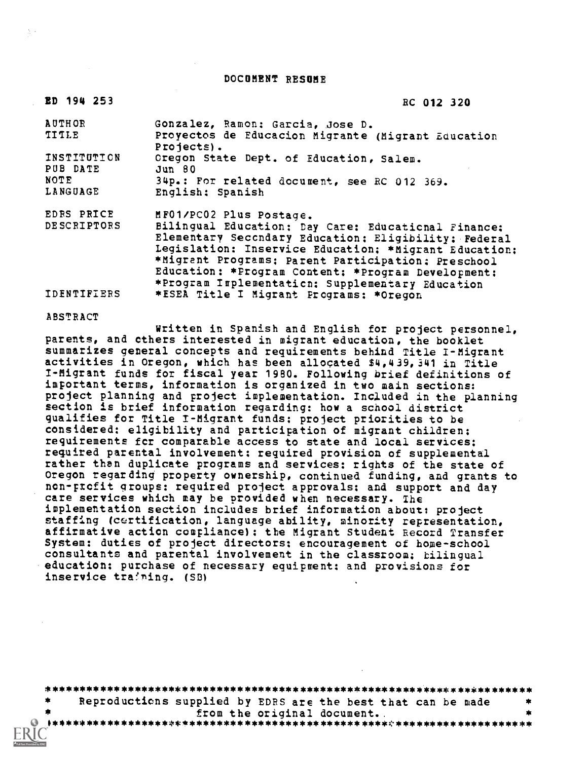# DOCUMENT RESUME

ED 194 253 RC 012 320

| | |
|---|---|
| AUTHOR | Gonzalez, Ramon; Garcia, Jose D. |
| TITLE | Proyectos de Educacion Migrante (Migrant Education Projects). |
| INSTITUTION | Oregon State Dept. of Education, Salem. |
| PUB DATE | Jun 80 |
| NOTE | 34p.: For related document, see RC 012 369. |
| LANGUAGE | English; Spanish |
| EDRS PRICE | MF01/PC02 Plus Postage. |
| DESCRIPTORS | Bilingual Education; Day Care; Educational Finance; Elementary Secondary Education; Eligibility; Federal Legislation; Inservice Education; *Migrant Education; *Migrant Programs; Parent Participation; Preschool Education; *Program Content; *Program Development; *Program Implementation; Supplementary Education |
| IDENTIFIERS | *ESEA Title I Migrant Programs; *Oregon |

ABSTRACT

Written in Spanish and English for project personnel, parents, and others interested in migrant education, the booklet summarizes general concepts and requirements behind Title I-Migrant activities in Oregon, which has been allocated $4,439,341 in Title I-Migrant funds for fiscal year 1980. Following brief definitions of important terms, information is organized in two main sections: project planning and project implementation. Included in the planning section is brief information regarding: how a school district qualifies for Title I-Migrant funds; project priorities to be considered; eligibility and participation of migrant children; requirements for comparable access to state and local services; required parental involvement; required provision of supplemental rather than duplicate programs and services; rights of the state of Oregon regarding property ownership, continued funding, and grants to non-profit groups; required project approvals; and support and day care services which may be provided when necessary. The implementation section includes brief information about: project staffing (certification, language ability, minority representation, affirmative action compliance); the Migrant Student Record Transfer System; duties of project directors; encouragement of home-school consultants and parental involvement in the classroom; bilingual education; purchase of necessary equipment; and provisions for inservice training. (SB)

***********************************************************************
* Reproductions supplied by EDRS are the best that can be made *
* from the original document. *
***********************************************************************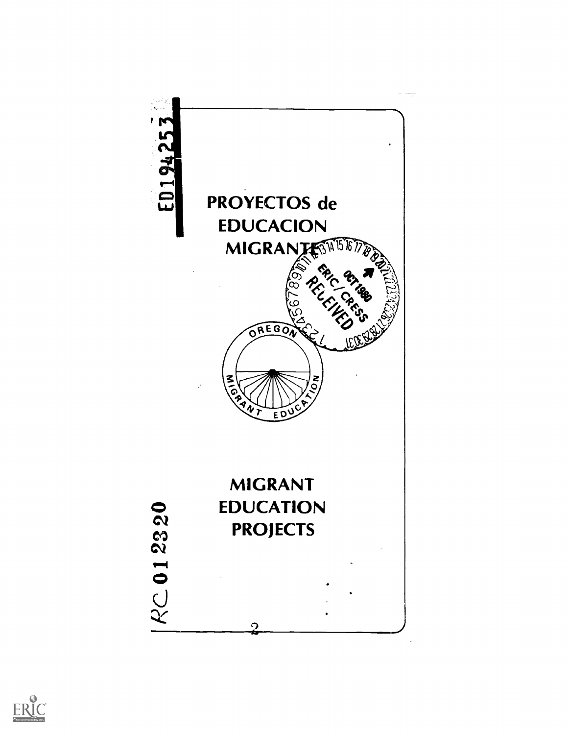# PROYECTOS de EDUCACION MIGRANTE

# MIGRANT EDUCATION PROJECTS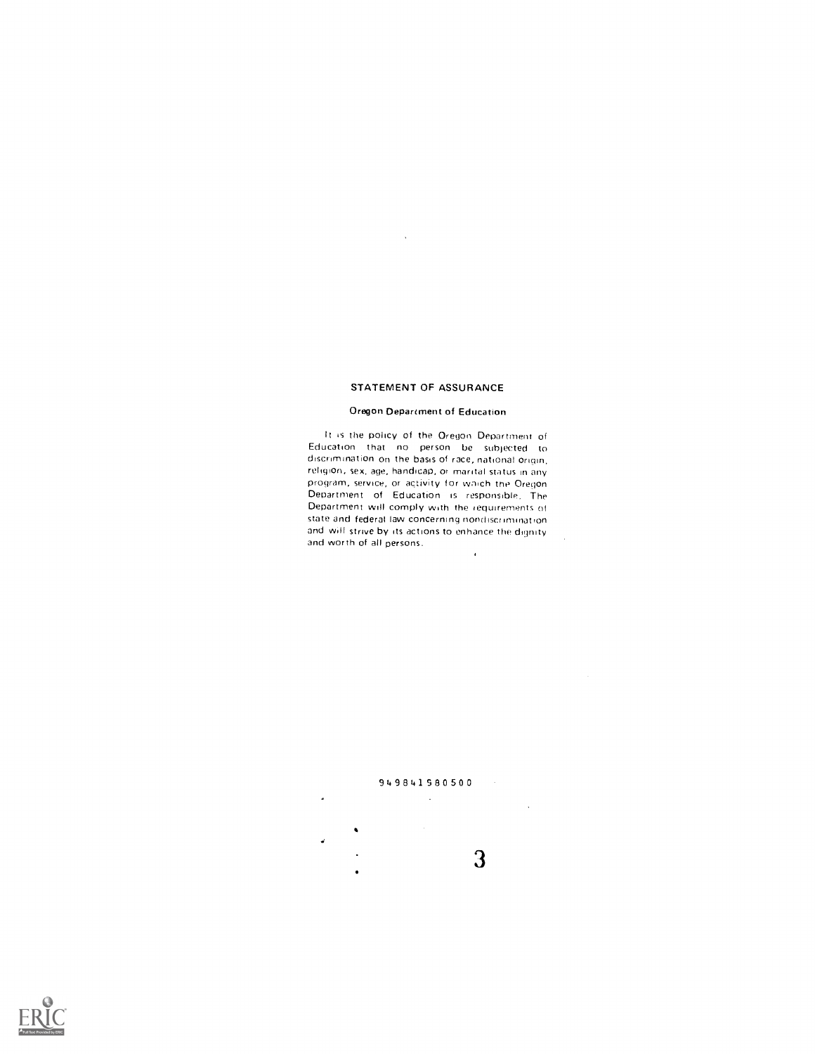## STATEMENT OF ASSURANCE

### Oregon Department of Education

It is the policy of the Oregon Department of Education that no person be subjected to discrimination on the basis of race, national origin, religion, sex, age, handicap, or marital status in any program, service, or activity for which the Oregon Department of Education is responsible. The Department will comply with the requirements of state and federal law concerning nondiscrimination and will strive by its actions to enhance the dignity and worth of all persons.

949841580500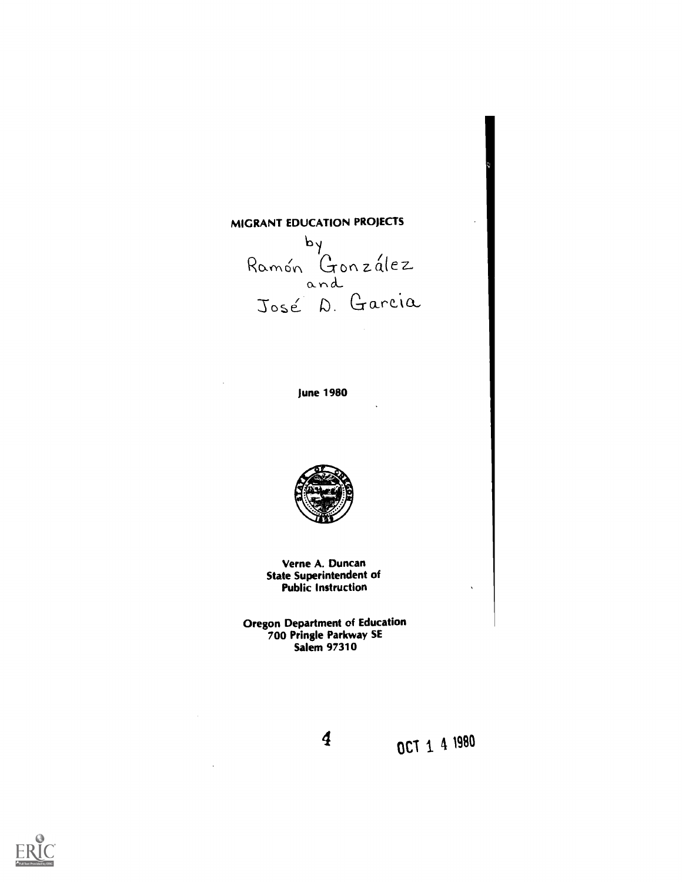# MIGRANT EDUCATION PROJECTS

by
Ramón González
and
José D. Garcia

June 1980

Verne A. Duncan
State Superintendent of
Public Instruction

Oregon Department of Education
700 Pringle Parkway SE
Salem 97310

OCT 14 1980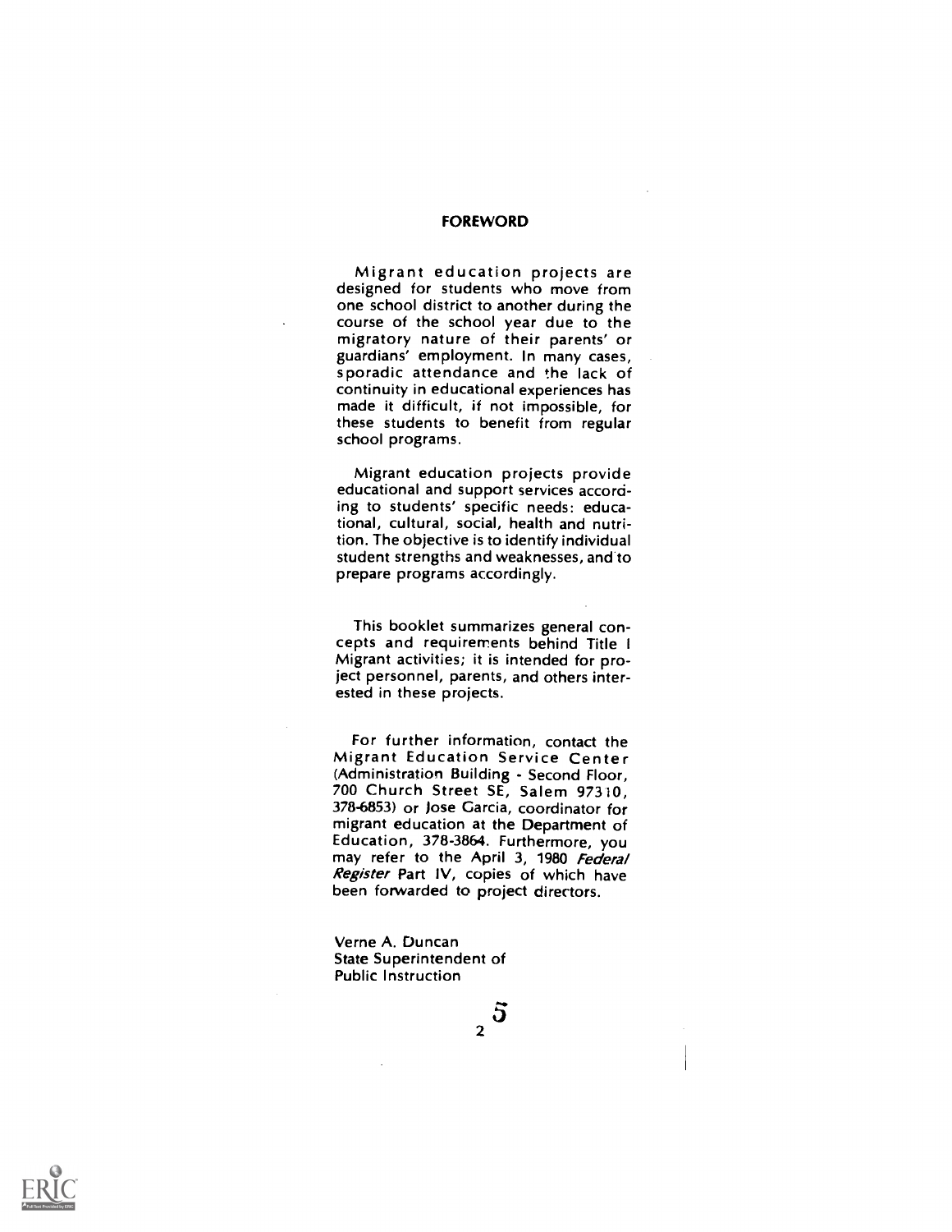## FOREWORD

Migrant education projects are designed for students who move from one school district to another during the course of the school year due to the migratory nature of their parents' or guardians' employment. In many cases, sporadic attendance and the lack of continuity in educational experiences has made it difficult, if not impossible, for these students to benefit from regular school programs.

Migrant education projects provide educational and support services according to students' specific needs: educational, cultural, social, health and nutrition. The objective is to identify individual student strengths and weaknesses, and to prepare programs accordingly.

This booklet summarizes general concepts and requirements behind Title I Migrant activities; it is intended for project personnel, parents, and others interested in these projects.

For further information, contact the Migrant Education Service Center (Administration Building - Second Floor, 700 Church Street SE, Salem 97310, 378-6853) or Jose Garcia, coordinator for migrant education at the Department of Education, 378-3864. Furthermore, you may refer to the April 3, 1980 *Federal Register* Part IV, copies of which have been forwarded to project directors.

Verne A. Duncan
State Superintendent of
Public Instruction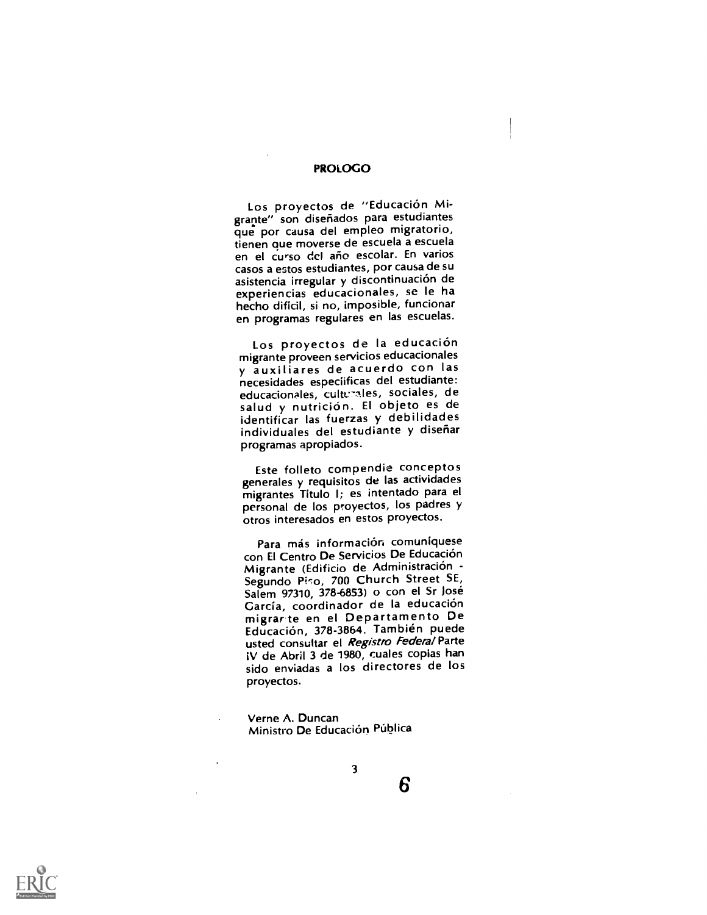# PROLOGO

Los proyectos de "Educación Migrante" son diseñados para estudiantes que por causa del empleo migratorio, tienen que moverse de escuela a escuela en el curso del año escolar. En varios casos a estos estudiantes, por causa de su asistencia irregular y discontinuación de experiencias educacionales, se le ha hecho difícil, si no, imposible, funcionar en programas regulares en las escuelas.

Los proyectos de la educación migrante proveen servicios educacionales y auxiliares de acuerdo con las necesidades específicas del estudiante: educacionales, culturales, sociales, de salud y nutrición. El objeto es de identificar las fuerzas y debilidades individuales del estudiante y diseñar programas apropiados.

Este folleto compendie conceptos generales y requisitos de las actividades migrantes Título I; es intentado para el personal de los proyectos, los padres y otros interesados en estos proyectos.

Para más información comuníquese con El Centro De Servicios De Educación Migrante (Edificio de Administración - Segundo Piso, 700 Church Street SE, Salem 97310, 378-6853) o con el Sr José García, coordinador de la educación migrante en el Departamento De Educación, 378-3864. También puede usted consultar el *Registro Federal* Parte IV de Abril 3 de 1980, cuales copias han sido enviadas a los directores de los proyectos.

Verne A. Duncan
Ministro De Educación Pública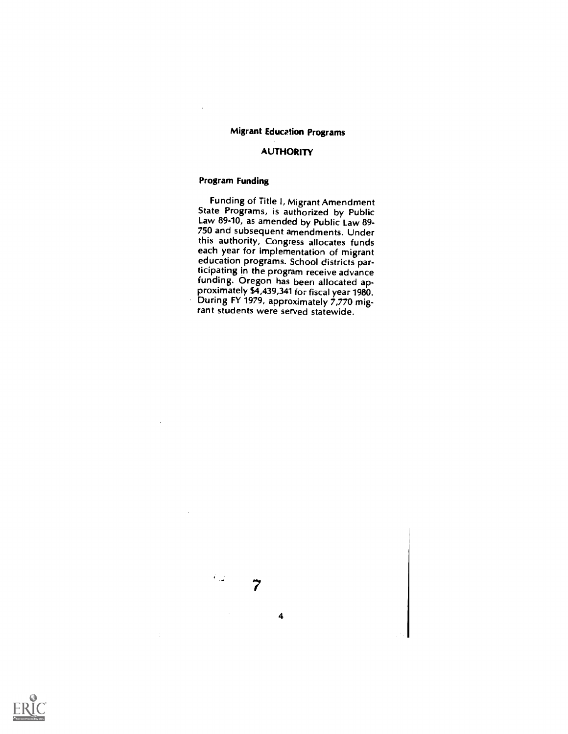## Migrant Education Programs

### AUTHORITY

#### Program Funding

Funding of Title I, Migrant Amendment State Programs, is authorized by Public Law 89-10, as amended by Public Law 89-750 and subsequent amendments. Under this authority, Congress allocates funds each year for implementation of migrant education programs. School districts participating in the program receive advance funding. Oregon has been allocated approximately $4,439,341 for fiscal year 1980. During FY 1979, approximately 7,770 migrant students were served statewide.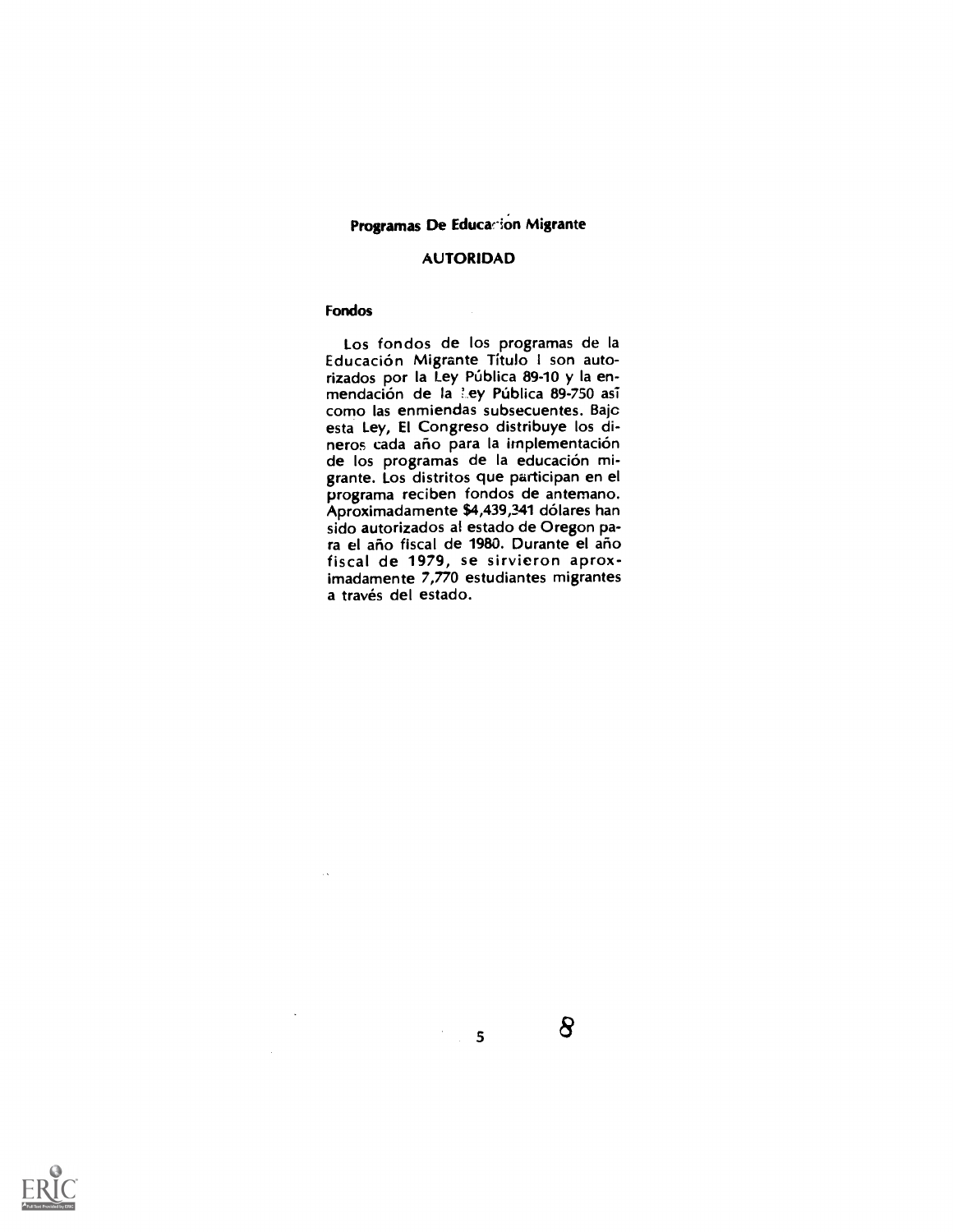## Programas De Educación Migrante

### AUTORIDAD

#### Fondos

Los fondos de los programas de la Educación Migrante Título I son autorizados por la Ley Pública 89-10 y la enmendación de la Ley Pública 89-750 así como las enmiendas subsecuentes. Bajo esta Ley, El Congreso distribuye los dineros cada año para la implementación de los programas de la educación migrante. Los distritos que participan en el programa reciben fondos de antemano. Aproximadamente $4,439,341 dólares han sido autorizados al estado de Oregon para el año fiscal de 1980. Durante el año fiscal de 1979, se sirvieron aproximadamente 7,770 estudiantes migrantes a través del estado.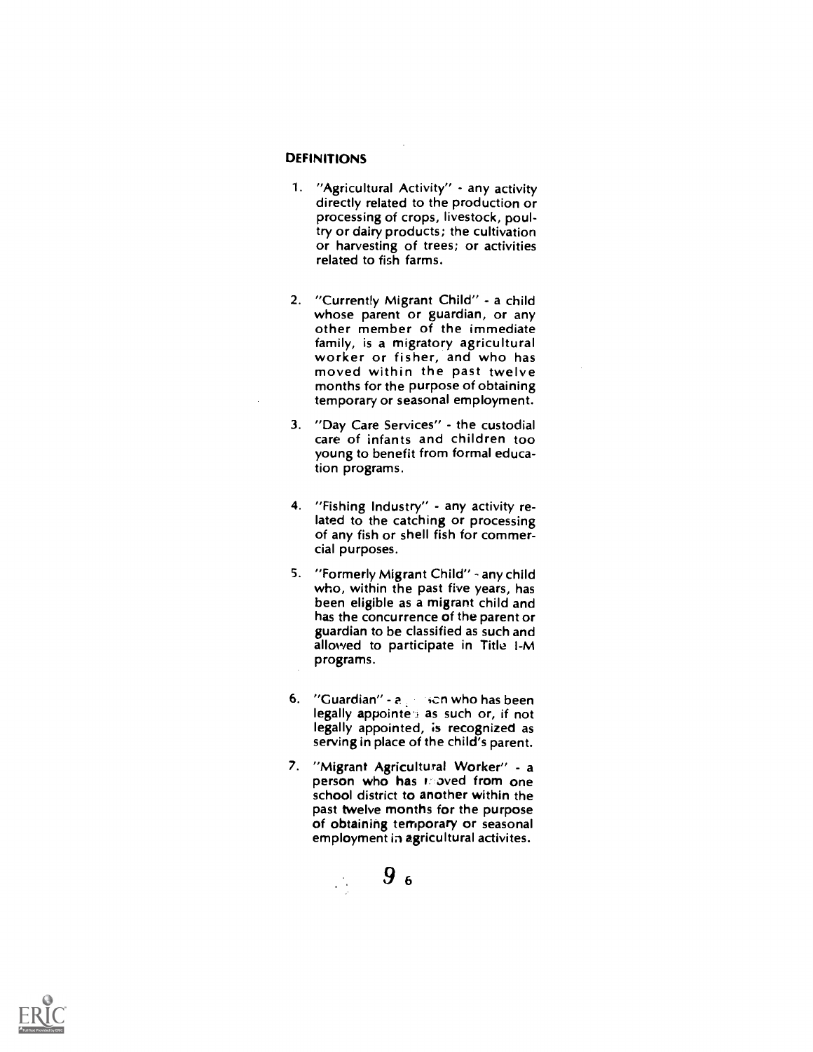**DEFINITIONS**

1. "Agricultural Activity" - any activity directly related to the production or processing of crops, livestock, poultry or dairy products; the cultivation or harvesting of trees; or activities related to fish farms.

2. "Currently Migrant Child" - a child whose parent or guardian, or any other member of the immediate family, is a migratory agricultural worker or fisher, and who has moved within the past twelve months for the purpose of obtaining temporary or seasonal employment.

3. "Day Care Services" - the custodial care of infants and children too young to benefit from formal education programs.

4. "Fishing Industry" - any activity related to the catching or processing of any fish or shell fish for commercial purposes.

5. "Formerly Migrant Child" - any child who, within the past five years, has been eligible as a migrant child and has the concurrence of the parent or guardian to be classified as such and allowed to participate in Title I-M programs.

6. "Guardian" - a person who has been legally appointed as such or, if not legally appointed, is recognized as serving in place of the child's parent.

7. "Migrant Agricultural Worker" - a person who has moved from one school district to another within the past twelve months for the purpose of obtaining temporary or seasonal employment in agricultural activites.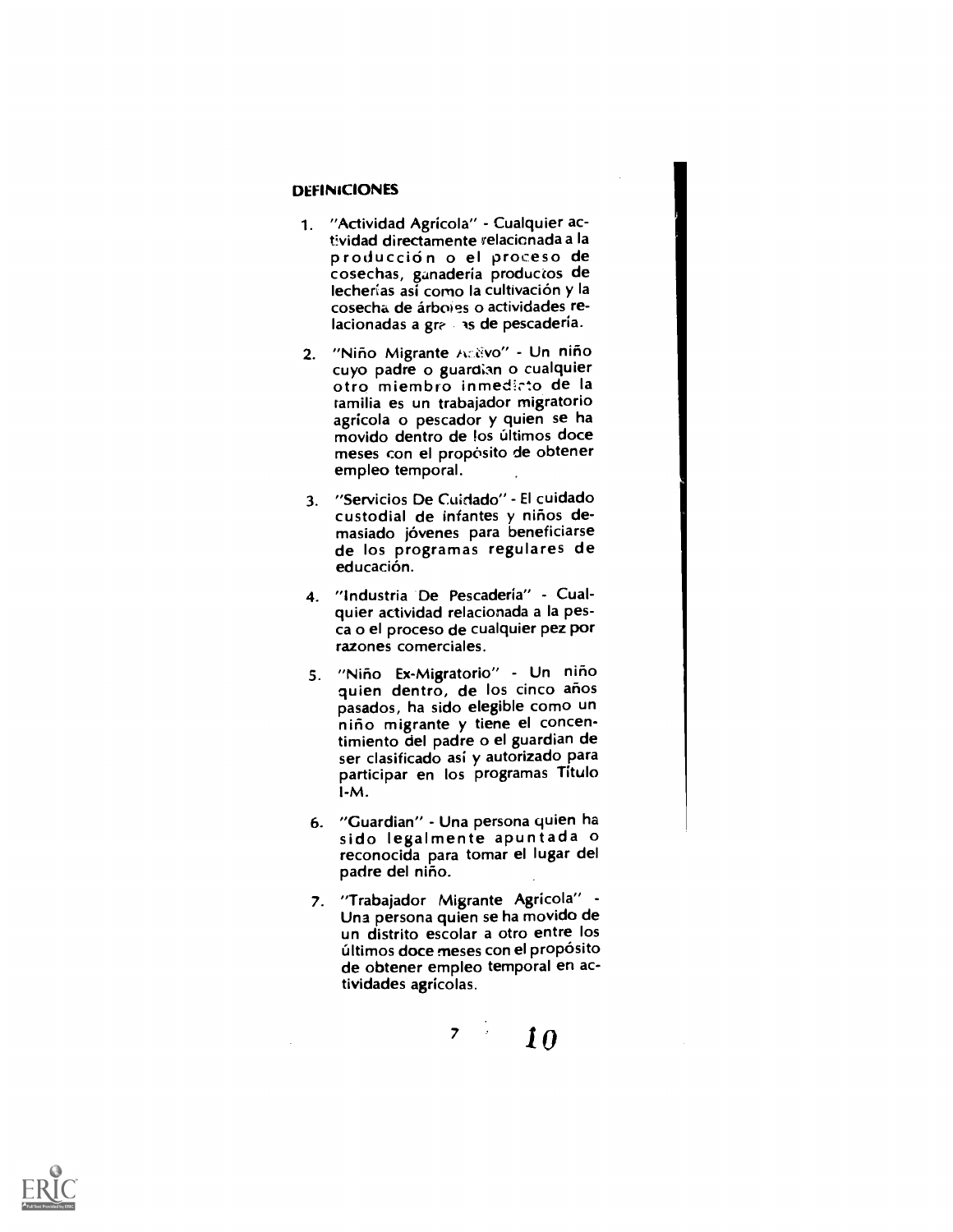## DEFINICIONES

1. "Actividad Agrícola" - Cualquier actividad directamente relacionada a la producción o el proceso de cosechas, ganadería productos de lecherías así como la cultivación y la cosecha de árboles o actividades relacionadas a granjas de pescadería.

2. "Niño Migrante Activo" - Un niño cuyo padre o guardian o cualquier otro miembro inmediato de la familia es un trabajador migratorio agrícola o pescador y quien se ha movido dentro de los últimos doce meses con el propósito de obtener empleo temporal.

3. "Servicios De Cuidado" - El cuidado custodial de infantes y niños demasiado jóvenes para beneficiarse de los programas regulares de educación.

4. "Industria De Pescadería" - Cualquier actividad relacionada a la pesca o el proceso de cualquier pez por razones comerciales.

5. "Niño Ex-Migratorio" - Un niño quien dentro, de los cinco años pasados, ha sido elegible como un niño migrante y tiene el concentimiento del padre o el guardian de ser clasificado así y autorizado para participar en los programas Título I-M.

6. "Guardian" - Una persona quien ha sido legalmente apuntada o reconocida para tomar el lugar del padre del niño.

7. "Trabajador Migrante Agrícola" - Una persona quien se ha movido de un distrito escolar a otro entre los últimos doce meses con el propósito de obtener empleo temporal en actividades agrícolas.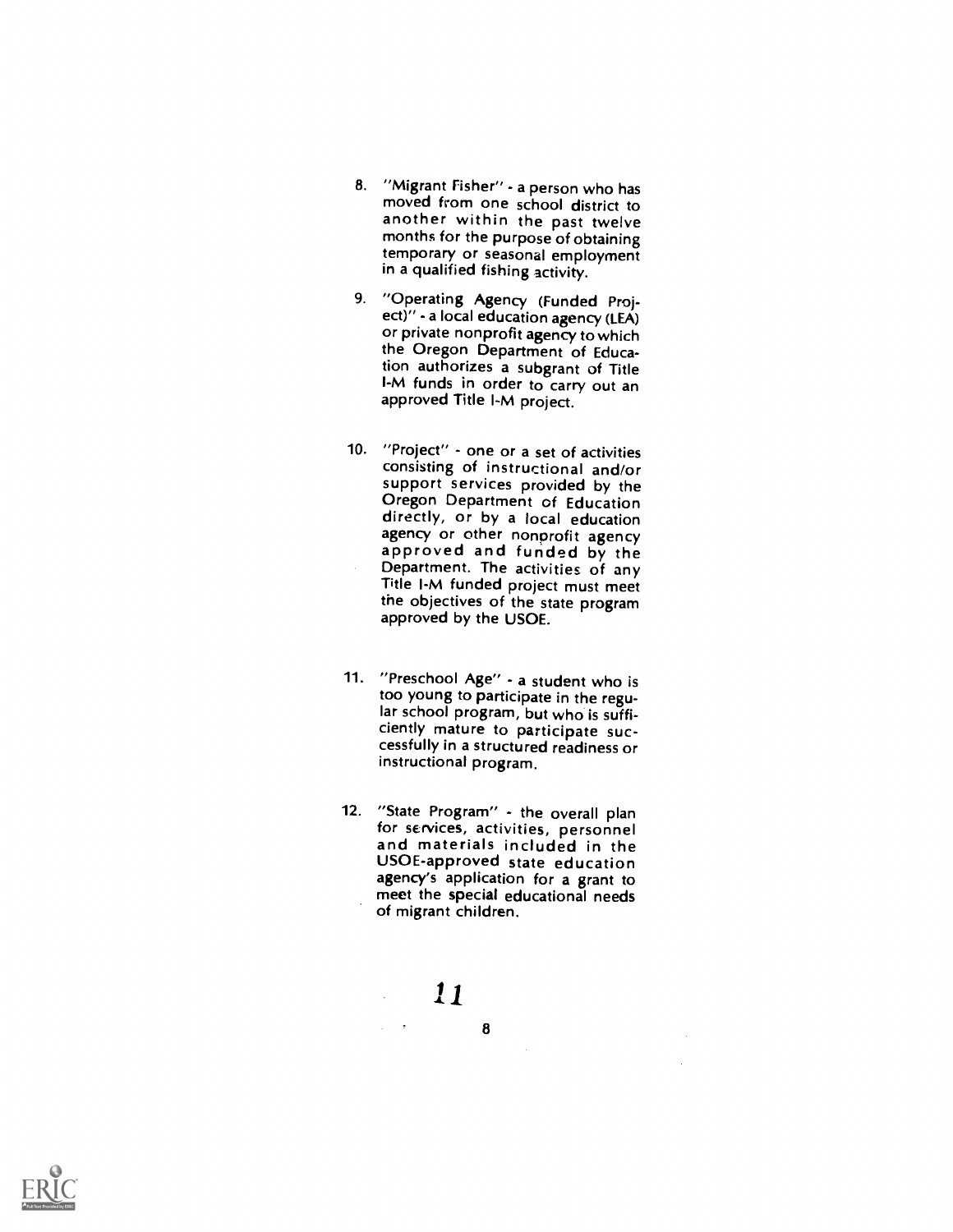8. "Migrant Fisher" - a person who has moved from one school district to another within the past twelve months for the purpose of obtaining temporary or seasonal employment in a qualified fishing activity.

9. "Operating Agency (Funded Project)" - a local education agency (LEA) or private nonprofit agency to which the Oregon Department of Education authorizes a subgrant of Title I-M funds in order to carry out an approved Title I-M project.

10. "Project" - one or a set of activities consisting of instructional and/or support services provided by the Oregon Department of Education directly, or by a local education agency or other nonprofit agency approved and funded by the Department. The activities of any Title I-M funded project must meet the objectives of the state program approved by the USOE.

11. "Preschool Age" - a student who is too young to participate in the regular school program, but who is sufficiently mature to participate successfully in a structured readiness or instructional program.

12. "State Program" - the overall plan for services, activities, personnel and materials included in the USOE-approved state education agency's application for a grant to meet the special educational needs of migrant children.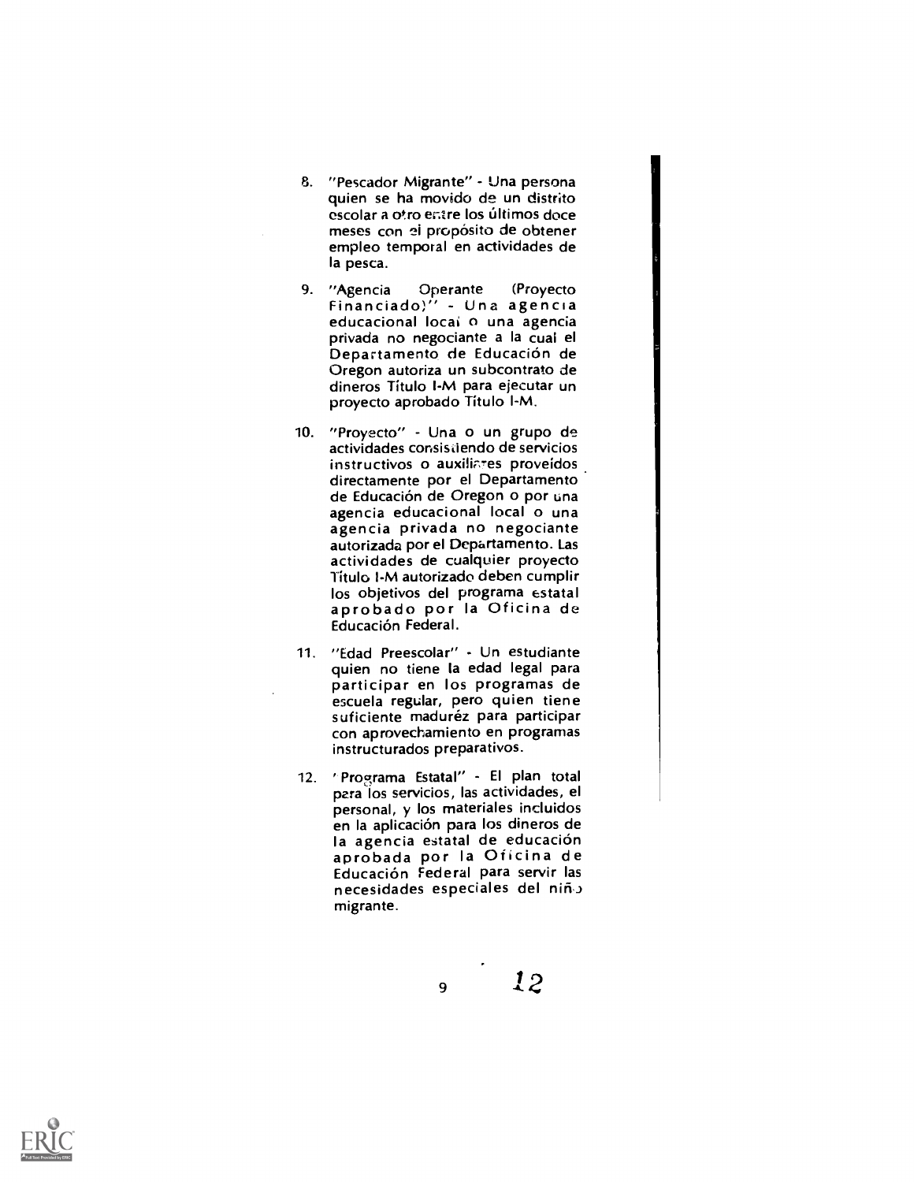8. "Pescador Migrante" - Una persona quien se ha movido de un distrito escolar a otro entre los últimos doce meses con el propósito de obtener empleo temporal en actividades de la pesca.

9. "Agencia Operante (Proyecto Financiado)" - Una agencia educacional local o una agencia privada no negociante a la cual el Departamento de Educación de Oregon autoriza un subcontrato de dineros Título I-M para ejecutar un proyecto aprobado Título I-M.

10. "Proyecto" - Una o un grupo de actividades consistiendo de servicios instructivos o auxiliares proveídos directamente por el Departamento de Educación de Oregon o por una agencia educacional local o una agencia privada no negociante autorizada por el Departamento. Las actividades de cualquier proyecto Título I-M autorizado deben cumplir los objetivos del programa estatal aprobado por la Oficina de Educación Federal.

11. "Edad Preescolar" - Un estudiante quien no tiene la edad legal para participar en los programas de escuela regular, pero quien tiene suficiente madurez para participar con aprovechamiento en programas instructurados preparativos.

12. "Programa Estatal" - El plan total para los servicios, las actividades, el personal, y los materiales incluidos en la aplicación para los dineros de la agencia estatal de educación aprobada por la Oficina de Educación Federal para servir las necesidades especiales del niño migrante.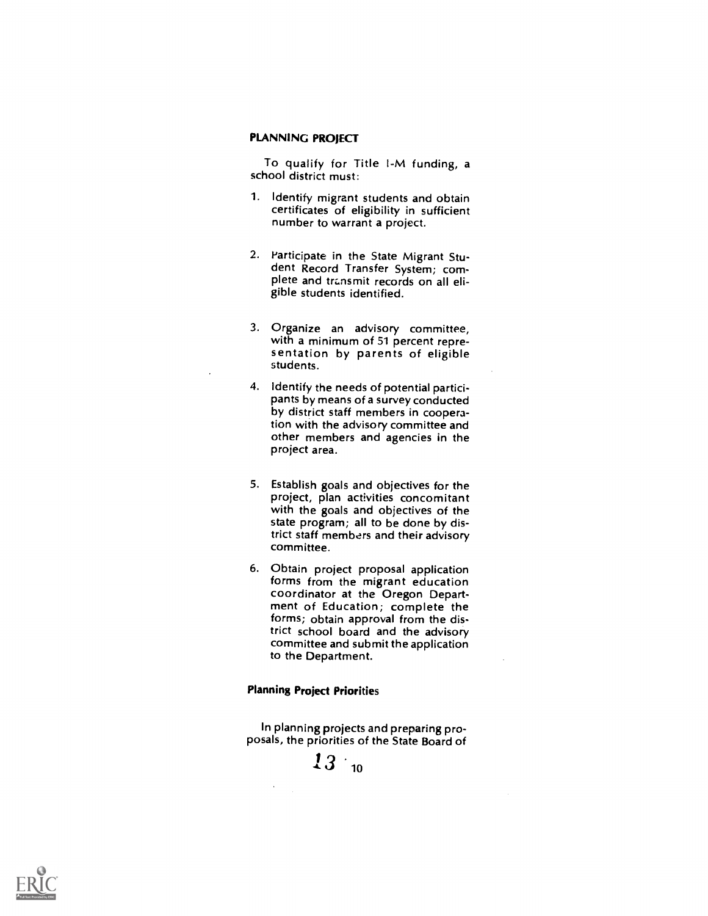## PLANNING PROJECT

To qualify for Title I-M funding, a school district must:

1. Identify migrant students and obtain certificates of eligibility in sufficient number to warrant a project.
2. Participate in the State Migrant Student Record Transfer System; complete and transmit records on all eligible students identified.
3. Organize an advisory committee, with a minimum of 51 percent representation by parents of eligible students.
4. Identify the needs of potential participants by means of a survey conducted by district staff members in cooperation with the advisory committee and other members and agencies in the project area.
5. Establish goals and objectives for the project, plan activities concomitant with the goals and objectives of the state program; all to be done by district staff members and their advisory committee.
6. Obtain project proposal application forms from the migrant education coordinator at the Oregon Department of Education; complete the forms; obtain approval from the district school board and the advisory committee and submit the application to the Department.

### Planning Project Priorities

In planning projects and preparing proposals, the priorities of the State Board of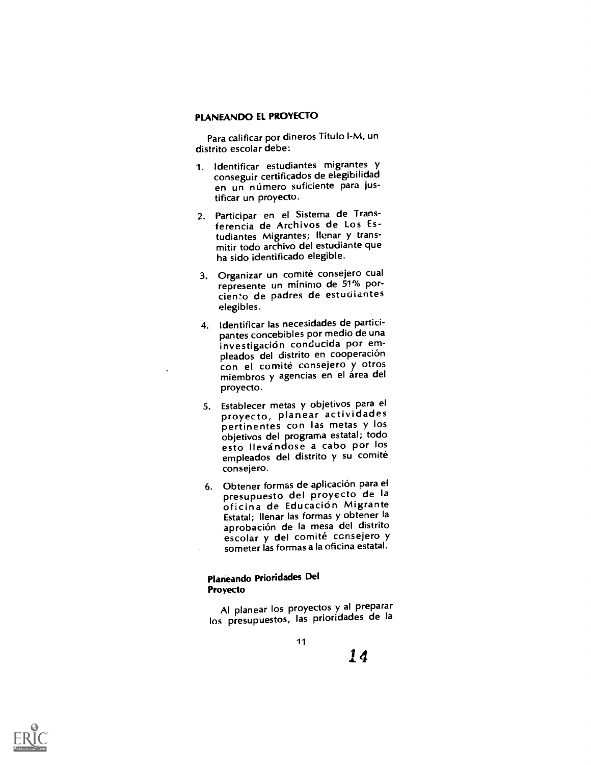## PLANEANDO EL PROYECTO

Para calificar por dineros Título I-M, un distrito escolar debe:

1. Identificar estudiantes migrantes y conseguir certificados de elegibilidad en un número suficiente para justificar un proyecto.
2. Participar en el Sistema de Transferencia de Archivos de Los Estudiantes Migrantes; llenar y transmitir todo archivo del estudiante que ha sido identificado elegible.
3. Organizar un comité consejero cual represente un mínimo de 51% porciento de padres de estudiantes elegibles.
4. Identificar las necesidades de participantes concebibles por medio de una investigación conducida por empleados del distrito en cooperación con el comité consejero y otros miembros y agencias en el área del proyecto.
5. Establecer metas y objetivos para el proyecto, planear actividades pertinentes con las metas y los objetivos del programa estatal; todo esto llevándose a cabo por los empleados del distrito y su comité consejero.
6. Obtener formas de aplicación para el presupuesto del proyecto de la oficina de Educación Migrante Estatal; llenar las formas y obtener la aprobación de la mesa del distrito escolar y del comité consejero y someter las formas a la oficina estatal.

### Planeando Prioridades Del Proyecto

Al planear los proyectos y al preparar los presupuestos, las prioridades de la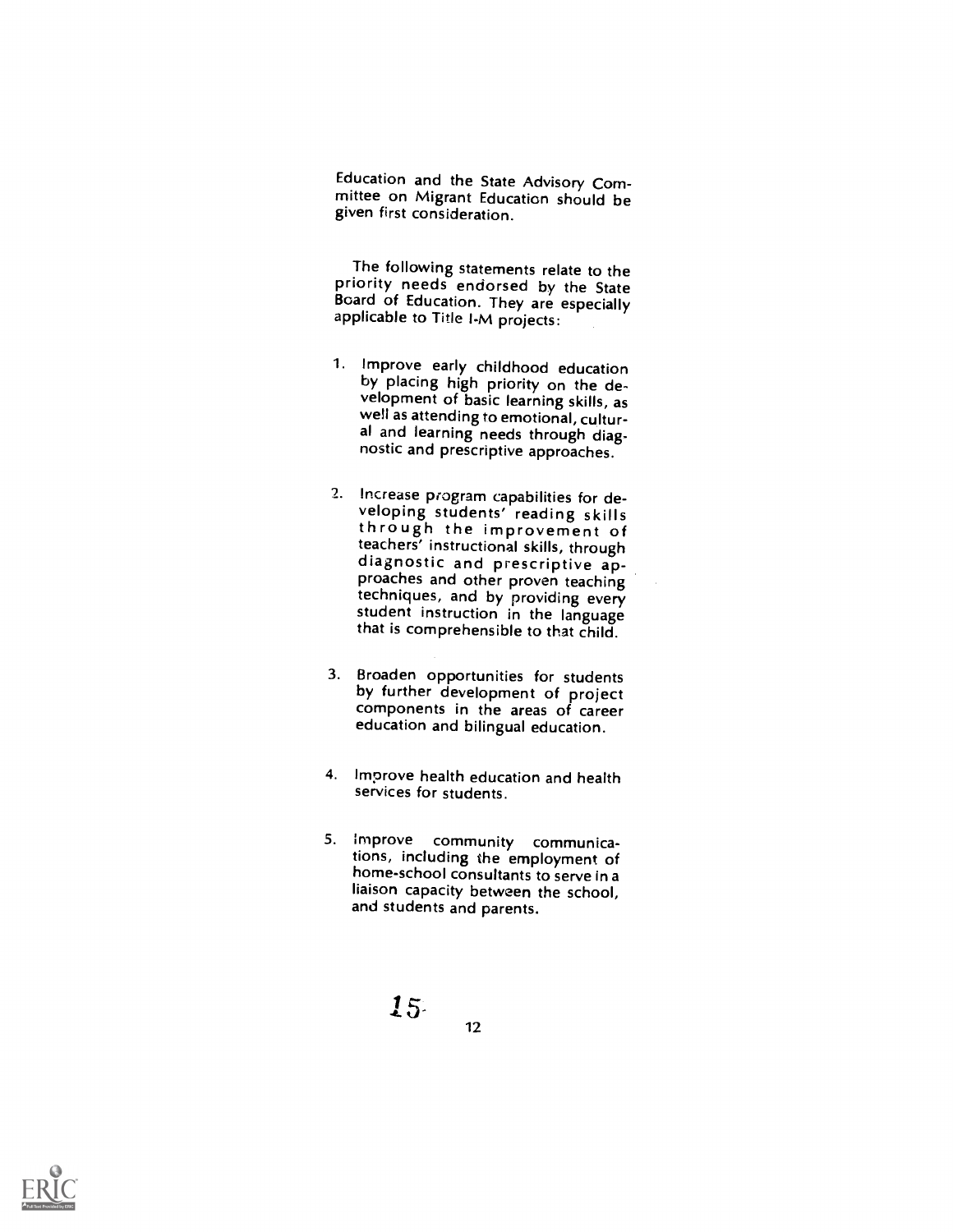Education and the State Advisory Committee on Migrant Education should be given first consideration.

The following statements relate to the priority needs endorsed by the State Board of Education. They are especially applicable to Title I-M projects:

1. Improve early childhood education by placing high priority on the development of basic learning skills, as well as attending to emotional, cultural and learning needs through diagnostic and prescriptive approaches.

2. Increase program capabilities for developing students' reading skills through the improvement of teachers' instructional skills, through diagnostic and prescriptive approaches and other proven teaching techniques, and by providing every student instruction in the language that is comprehensible to that child.

3. Broaden opportunities for students by further development of project components in the areas of career education and bilingual education.

4. Improve health education and health services for students.

5. Improve community communications, including the employment of home-school consultants to serve in a liaison capacity between the school, and students and parents.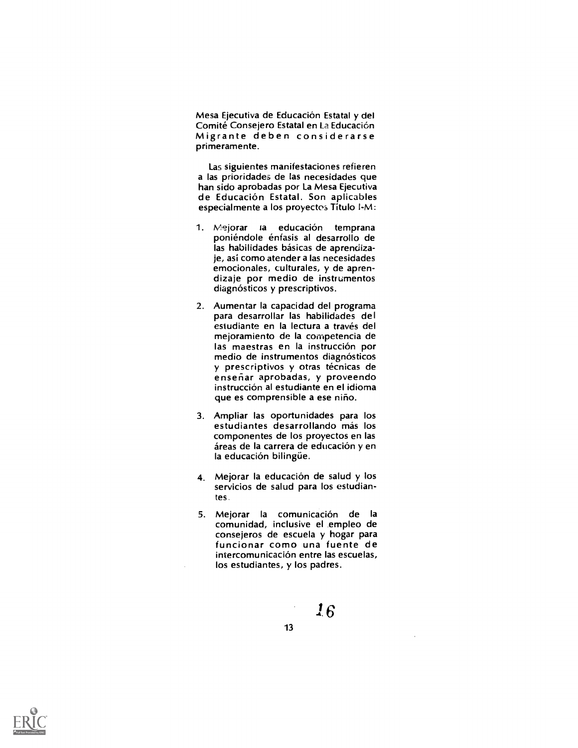Mesa Ejecutiva de Educación Estatal y del Comité Consejero Estatal en La Educación Migrante deben considerarse primeramente.

Las siguientes manifestaciones refieren a las prioridades de las necesidades que han sido aprobadas por La Mesa Ejecutiva de Educación Estatal. Son aplicables especialmente a los proyectos Título I-M:

1. Mejorar la educación temprana poniéndole énfasis al desarrollo de las habilidades básicas de aprendizaje, así como atender a las necesidades emocionales, culturales, y de aprendizaje por medio de instrumentos diagnósticos y prescriptivos.

2. Aumentar la capacidad del programa para desarrollar las habilidades del estudiante en la lectura a través del mejoramiento de la competencia de las maestras en la instrucción por medio de instrumentos diagnósticos y prescriptivos y otras técnicas de enseñar aprobadas, y proveendo instrucción al estudiante en el idioma que es comprensible a ese niño.

3. Ampliar las oportunidades para los estudiantes desarrollando más los componentes de los proyectos en las áreas de la carrera de educación y en la educación bilingüe.

4. Mejorar la educación de salud y los servicios de salud para los estudiantes.

5. Mejorar la comunicación de la comunidad, inclusive el empleo de consejeros de escuela y hogar para funcionar como una fuente de intercomunicación entre las escuelas, los estudiantes, y los padres.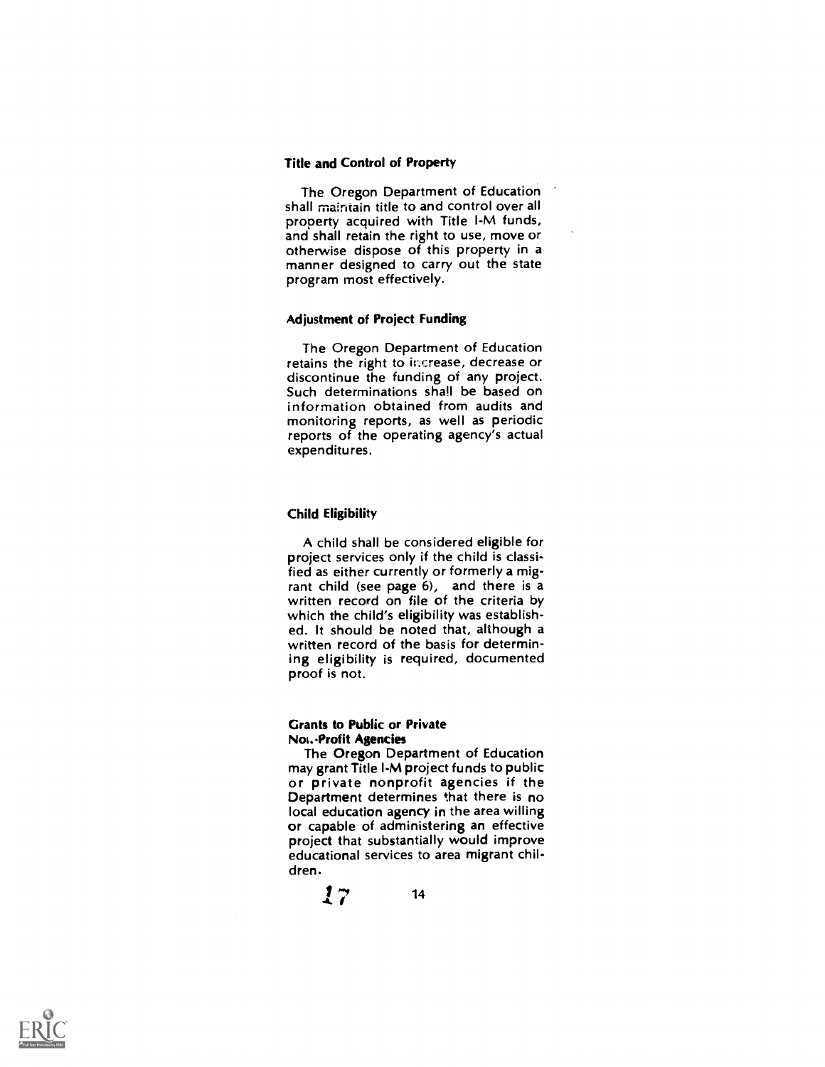### Title and Control of Property

The Oregon Department of Education shall maintain title to and control over all property acquired with Title I-M funds, and shall retain the right to use, move or otherwise dispose of this property in a manner designed to carry out the state program most effectively.

### Adjustment of Project Funding

The Oregon Department of Education retains the right to increase, decrease or discontinue the funding of any project. Such determinations shall be based on information obtained from audits and monitoring reports, as well as periodic reports of the operating agency's actual expenditures.

### Child Eligibility

A child shall be considered eligible for project services only if the child is classified as either currently or formerly a migrant child (see page 6), and there is a written record on file of the criteria by which the child's eligibility was established. It should be noted that, although a written record of the basis for determining eligibility is required, documented proof is not.

### Grants to Public or Private Non-Profit Agencies

The Oregon Department of Education may grant Title I-M project funds to public or private nonprofit agencies if the Department determines that there is no local education agency in the area willing or capable of administering an effective project that substantially would improve educational services to area migrant children.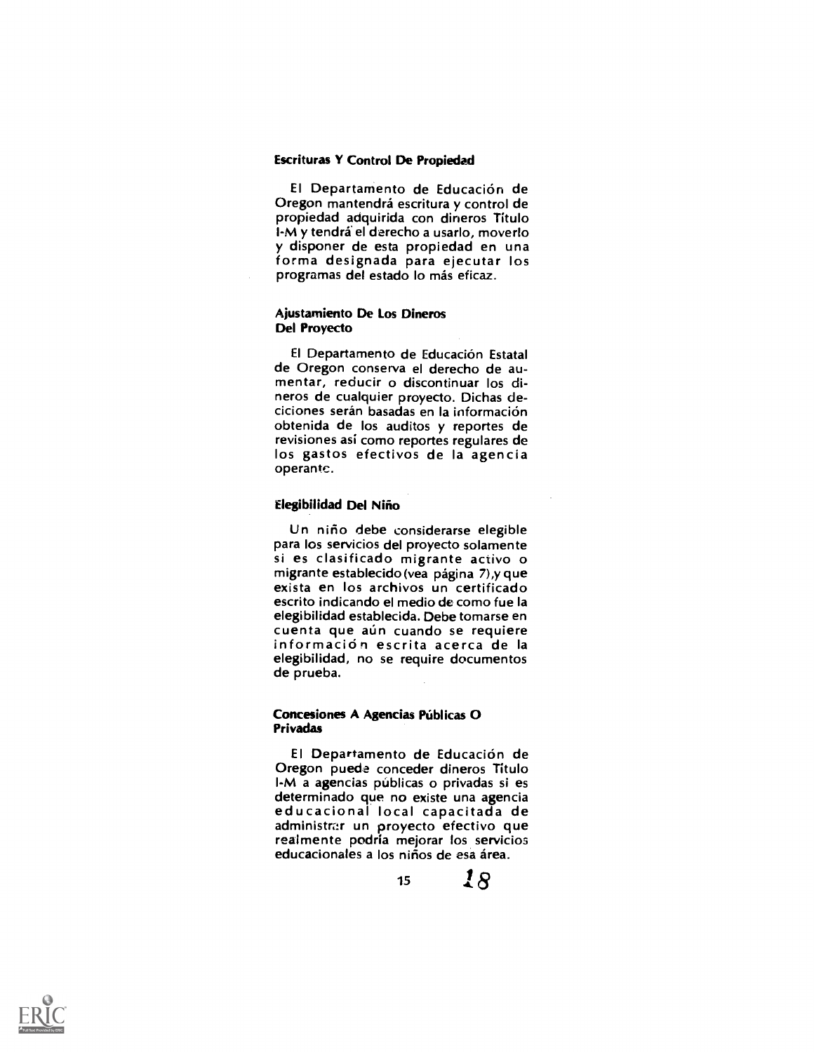### Escrituras Y Control De Propiedad

El Departamento de Educación de Oregon mantendrá escritura y control de propiedad adquirida con dineros Título I-M y tendrá el derecho a usarlo, moverlo y disponer de esta propiedad en una forma designada para ejecutar los programas del estado lo más eficaz.

### Ajustamiento De Los Dineros Del Proyecto

El Departamento de Educación Estatal de Oregon conserva el derecho de aumentar, reducir o discontinuar los dineros de cualquier proyecto. Dichas deciciones serán basadas en la información obtenida de los auditos y reportes de revisiones así como reportes regulares de los gastos efectivos de la agencia operante.

### Elegibilidad Del Niño

Un niño debe considerarse elegible para los servicios del proyecto solamente si es clasificado migrante activo o migrante establecido (vea página 7), y que exista en los archivos un certificado escrito indicando el medio de como fue la elegibilidad establecida. Debe tomarse en cuenta que aún cuando se requiere información escrita acerca de la elegibilidad, no se require documentos de prueba.

### Concesiones A Agencias Públicas O Privadas

El Departamento de Educación de Oregon puede conceder dineros Título I-M a agencias públicas o privadas si es determinado que no existe una agencia educacional local capacitada de administrar un proyecto efectivo que realmente podría mejorar los servicios educacionales a los niños de esa área.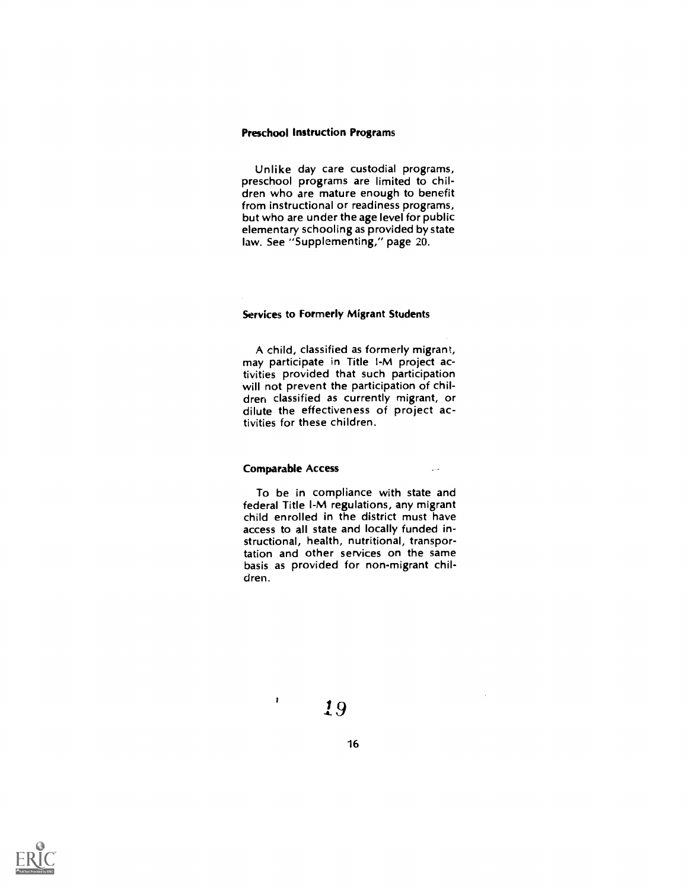### Preschool Instruction Programs

Unlike day care custodial programs, preschool programs are limited to children who are mature enough to benefit from instructional or readiness programs, but who are under the age level for public elementary schooling as provided by state law. See "Supplementing," page 20.

### Services to Formerly Migrant Students

A child, classified as formerly migrant, may participate in Title I-M project activities provided that such participation will not prevent the participation of children classified as currently migrant, or dilute the effectiveness of project activities for these children.

### Comparable Access

To be in compliance with state and federal Title I-M regulations, any migrant child enrolled in the district must have access to all state and locally funded instructional, health, nutritional, transportation and other services on the same basis as provided for non-migrant children.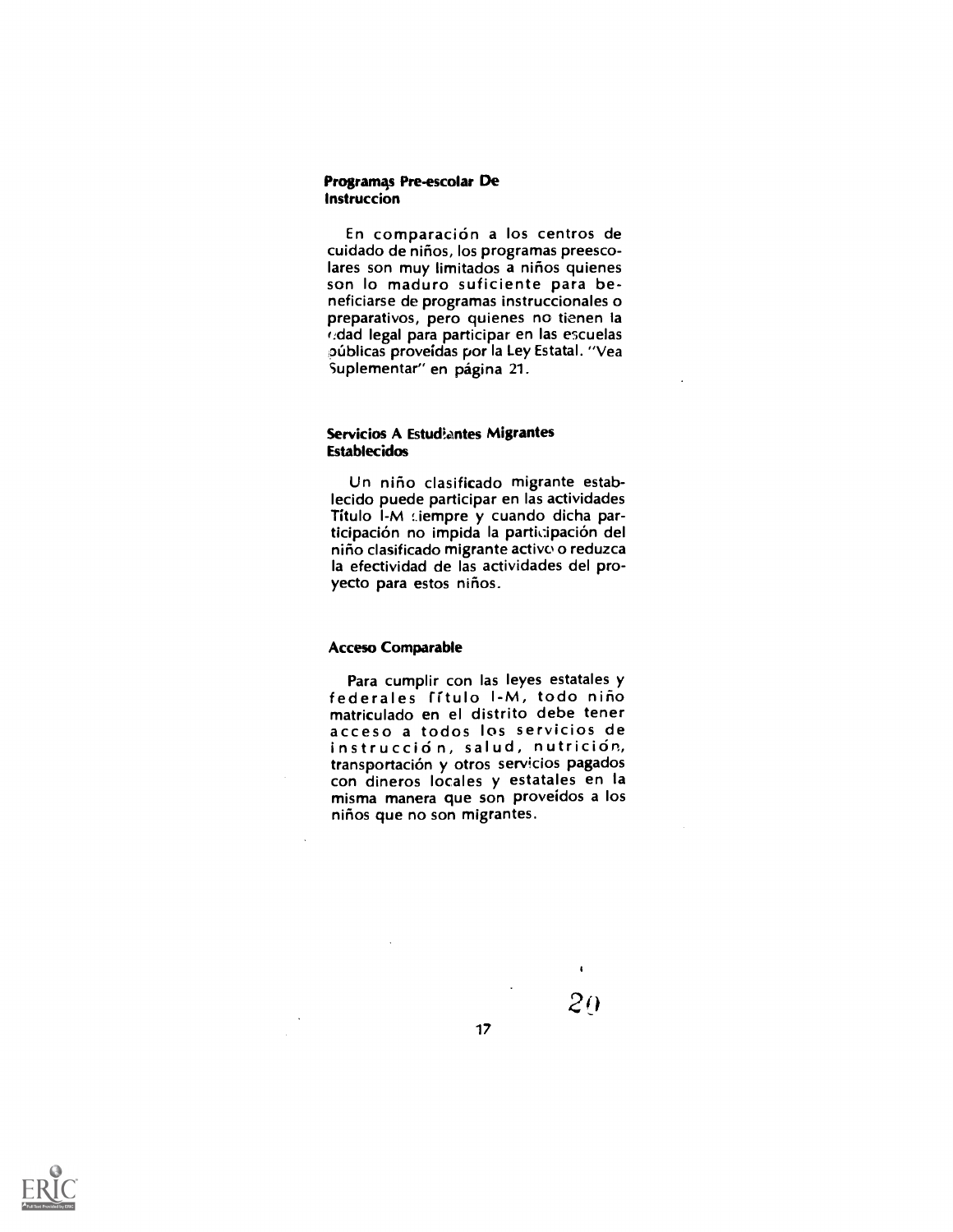### Programas Pre-escolar De Instruccion

En comparación a los centros de cuidado de niños, los programas preescolares son muy limitados a niños quienes son lo maduro suficiente para beneficiarse de programas instruccionales o preparativos, pero quienes no tienen la edad legal para participar en las escuelas públicas proveídas por la Ley Estatal. "Vea Suplementar" en página 21.

### Servicios A Estudiantes Migrantes Establecidos

Un niño clasificado migrante establecido puede participar en las actividades Título I-M siempre y cuando dicha participación no impida la participación del niño clasificado migrante activo o reduzca la efectividad de las actividades del proyecto para estos niños.

### Acceso Comparable

Para cumplir con las leyes estatales y federales Título I-M, todo niño matriculado en el distrito debe tener acceso a todos los servicios de instrucción, salud, nutrición, transportación y otros servicios pagados con dineros locales y estatales en la misma manera que son proveídos a los niños que no son migrantes.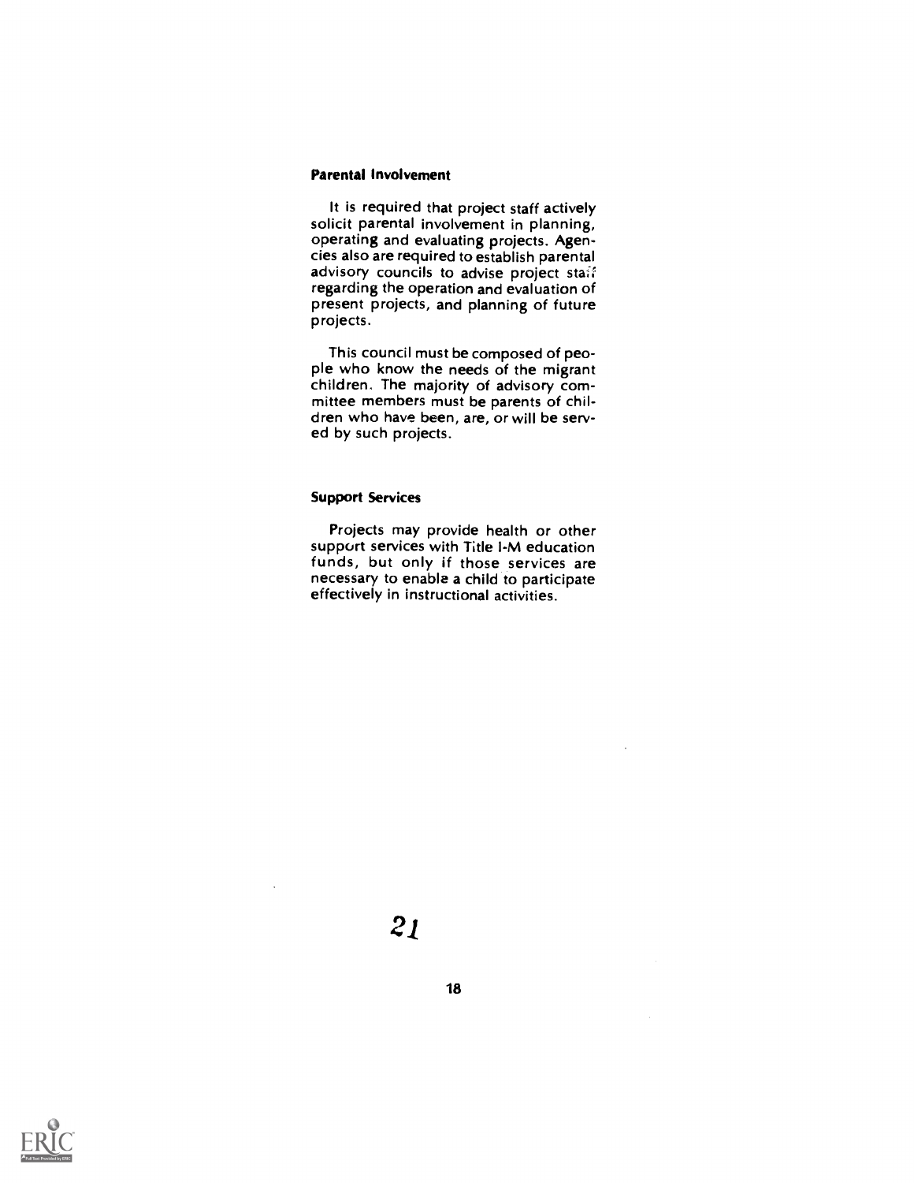### Parental Involvement

It is required that project staff actively solicit parental involvement in planning, operating and evaluating projects. Agencies also are required to establish parental advisory councils to advise project staff regarding the operation and evaluation of present projects, and planning of future projects.

This council must be composed of people who know the needs of the migrant children. The majority of advisory committee members must be parents of children who have been, are, or will be served by such projects.

### Support Services

Projects may provide health or other support services with Title I-M education funds, but only if those services are necessary to enable a child to participate effectively in instructional activities.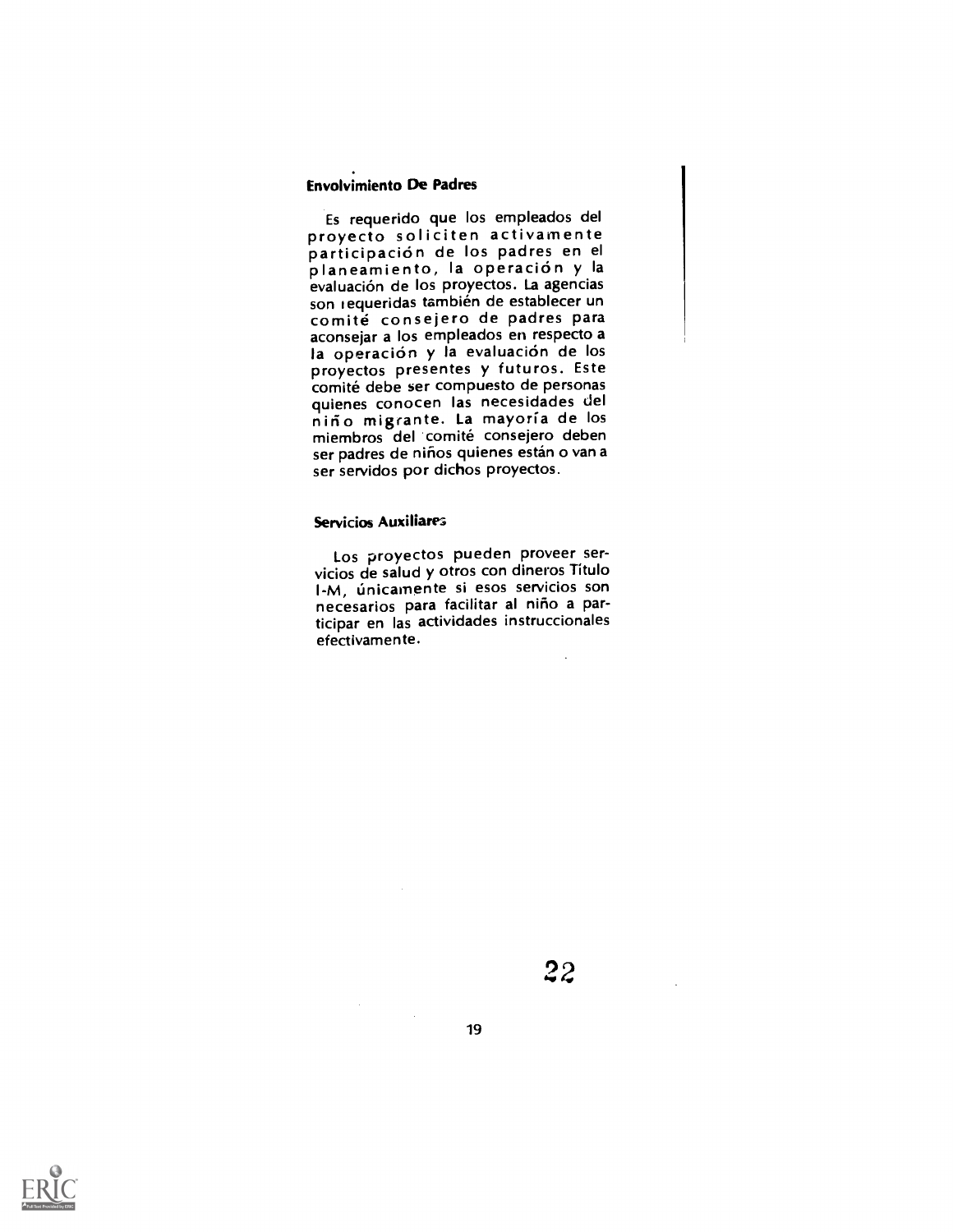### Envolvimiento De Padres

Es requerido que los empleados del proyecto soliciten activamente participación de los padres en el planeamiento, la operación y la evaluación de los proyectos. La agencias son requeridas también de establecer un comité consejero de padres para aconsejar a los empleados en respecto a la operación y la evaluación de los proyectos presentes y futuros. Este comité debe ser compuesto de personas quienes conocen las necesidades del niño migrante. La mayoría de los miembros del comité consejero deben ser padres de niños quienes están o van a ser servidos por dichos proyectos.

### Servicios Auxiliares

Los proyectos pueden proveer servicios de salud y otros con dineros Título I-M, únicamente si esos servicios son necesarios para facilitar al niño a participar en las actividades instruccionales efectivamente.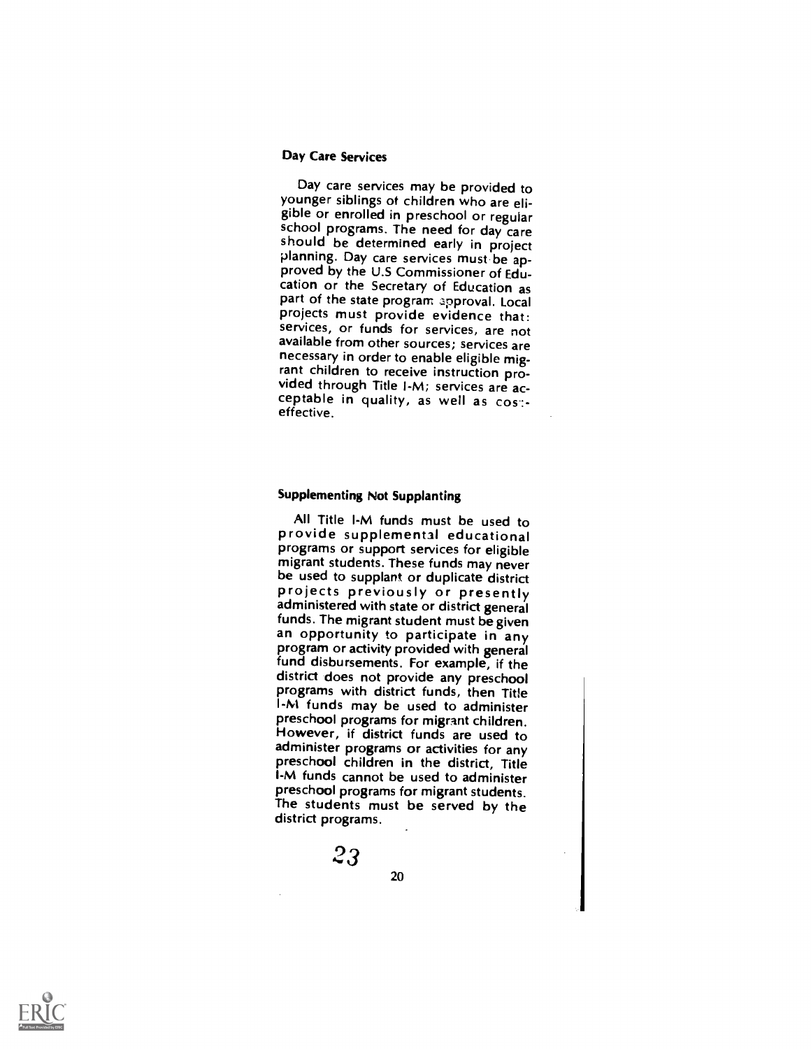### Day Care Services

Day care services may be provided to younger siblings of children who are eligible or enrolled in preschool or regular school programs. The need for day care should be determined early in project planning. Day care services must be approved by the U.S Commissioner of Education or the Secretary of Education as part of the state program approval. Local projects must provide evidence that: services, or funds for services, are not available from other sources; services are necessary in order to enable eligible migrant children to receive instruction provided through Title I-M; services are acceptable in quality, as well as cost-effective.

### Supplementing Not Supplanting

All Title I-M funds must be used to provide supplemental educational programs or support services for eligible migrant students. These funds may never be used to supplant or duplicate district projects previously or presently administered with state or district general funds. The migrant student must be given an opportunity to participate in any program or activity provided with general fund disbursements. For example, if the district does not provide any preschool programs with district funds, then Title I-M funds may be used to administer preschool programs for migrant children. However, if district funds are used to administer programs or activities for any preschool children in the district, Title I-M funds cannot be used to administer preschool programs for migrant students. The students must be served by the district programs.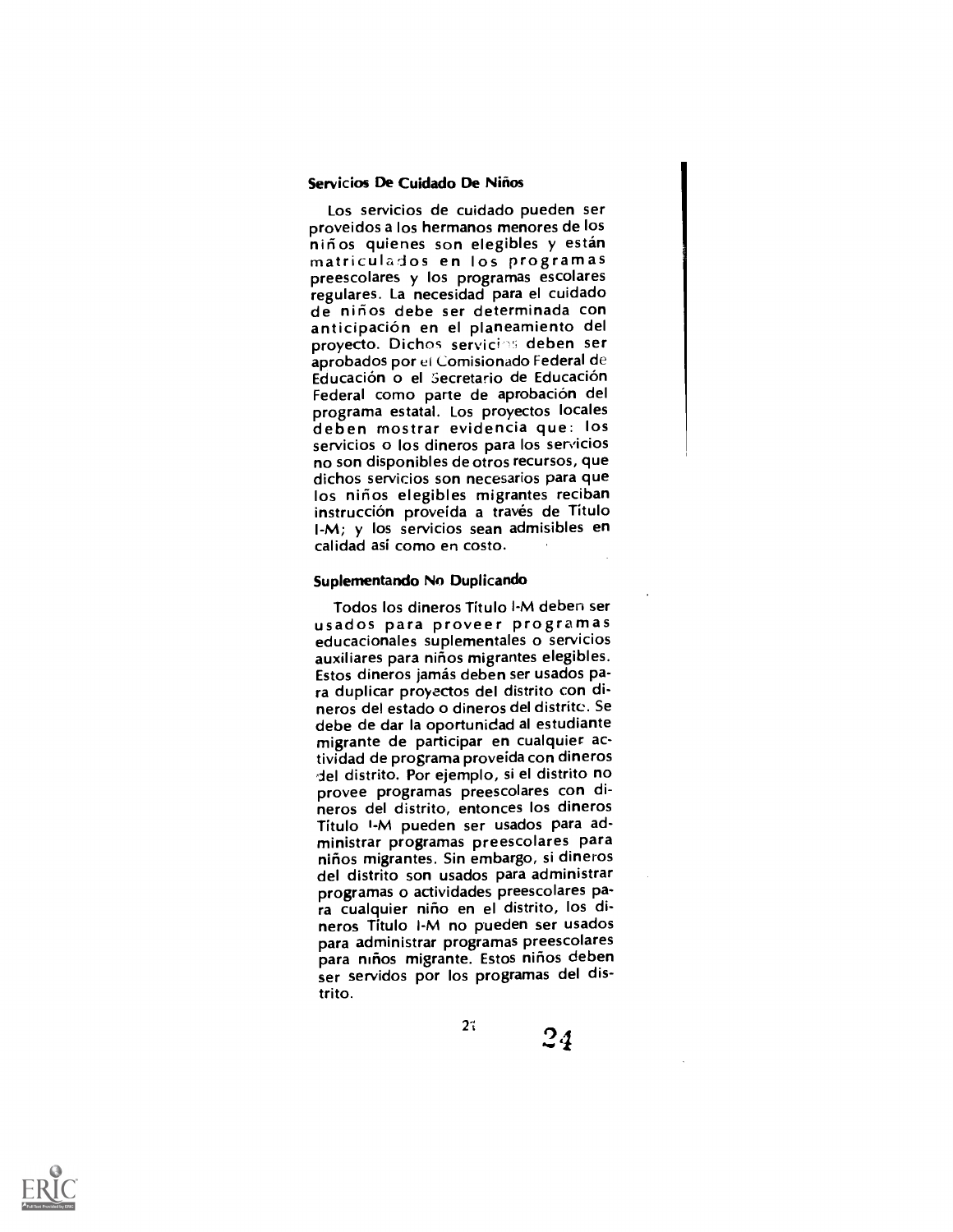### Servicios De Cuidado De Niños

Los servicios de cuidado pueden ser proveidos a los hermanos menores de los niños quienes son elegibles y están matriculados en los programas preescolares y los programas escolares regulares. La necesidad para el cuidado de niños debe ser determinada con anticipación en el planeamiento del proyecto. Dichos servicios deben ser aprobados por el Comisionado Federal de Educación o el Secretario de Educación Federal como parte de aprobación del programa estatal. Los proyectos locales deben mostrar evidencia que: los servicios o los dineros para los servicios no son disponibles de otros recursos, que dichos servicios son necesarios para que los niños elegibles migrantes reciban instrucción proveída a través de Título I-M; y los servicios sean admisibles en calidad así como en costo.

### Suplementando No Duplicando

Todos los dineros Título I-M deben ser usados para proveer programas educacionales suplementales o servicios auxiliares para niños migrantes elegibles. Estos dineros jamás deben ser usados para duplicar proyectos del distrito con dineros del estado o dineros del distrito. Se debe de dar la oportunidad al estudiante migrante de participar en cualquier actividad de programa proveída con dineros del distrito. Por ejemplo, si el distrito no provee programas preescolares con dineros del distrito, entonces los dineros Título I-M pueden ser usados para administrar programas preescolares para niños migrantes. Sin embargo, si dineros del distrito son usados para administrar programas o actividades preescolares para cualquier niño en el distrito, los dineros Título I-M no pueden ser usados para administrar programas preescolares para niños migrante. Estos niños deben ser servidos por los programas del distrito.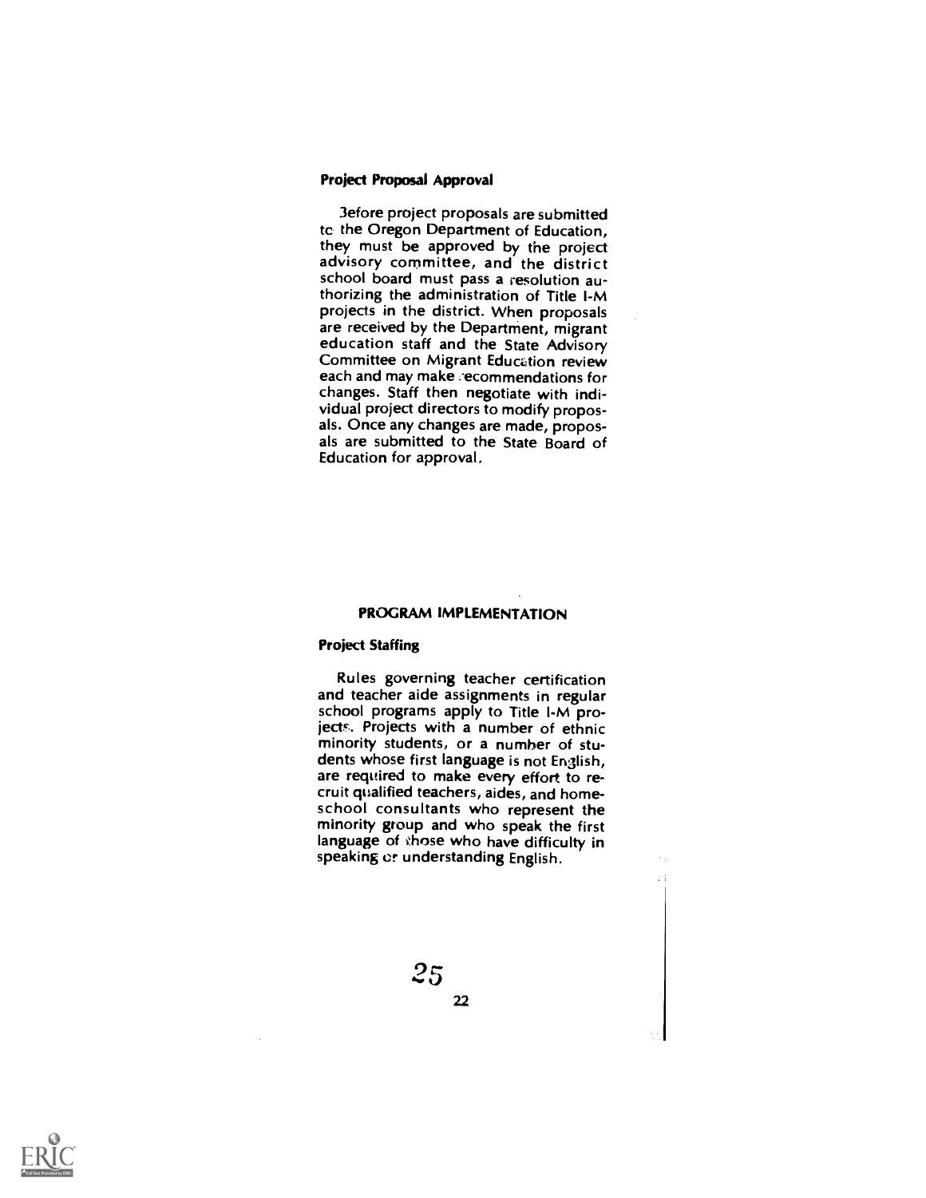### Project Proposal Approval

Before project proposals are submitted to the Oregon Department of Education, they must be approved by the project advisory committee, and the district school board must pass a resolution authorizing the administration of Title I-M projects in the district. When proposals are received by the Department, migrant education staff and the State Advisory Committee on Migrant Education review each and may make recommendations for changes. Staff then negotiate with individual project directors to modify proposals. Once any changes are made, proposals are submitted to the State Board of Education for approval.

## PROGRAM IMPLEMENTATION

### Project Staffing

Rules governing teacher certification and teacher aide assignments in regular school programs apply to Title I-M projects. Projects with a number of ethnic minority students, or a number of students whose first language is not English, are required to make every effort to recruit qualified teachers, aides, and home-school consultants who represent the minority group and who speak the first language of those who have difficulty in speaking or understanding English.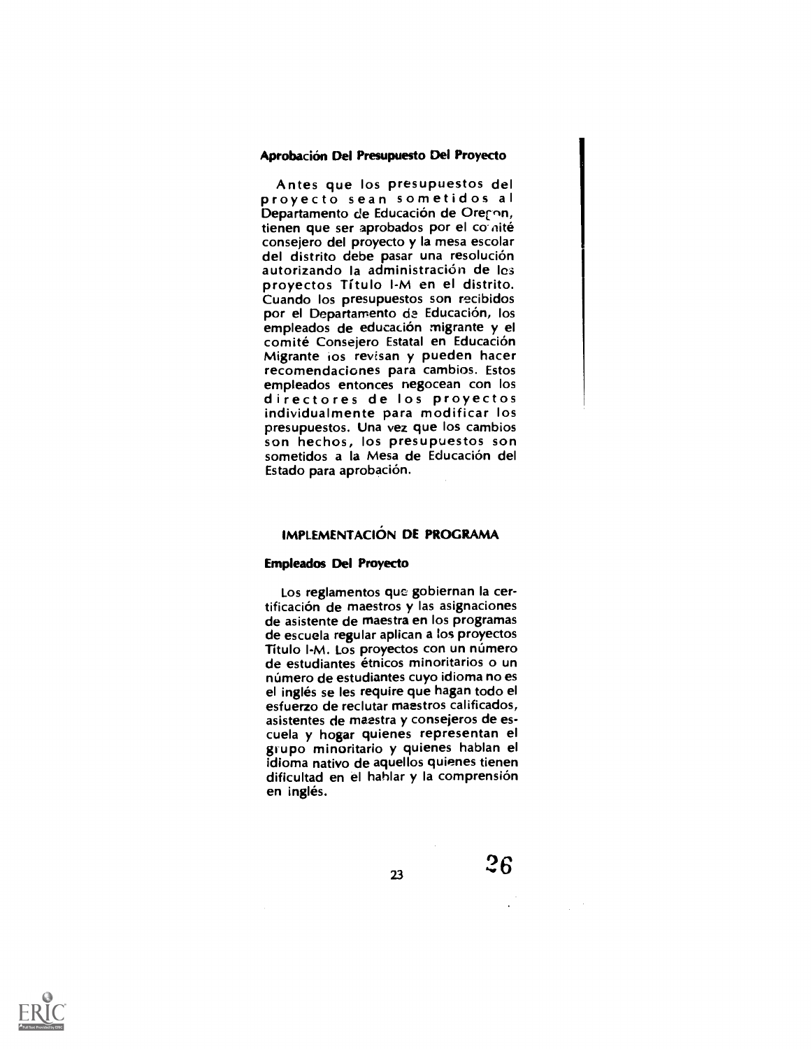### Aprobación Del Presupuesto Del Proyecto

Antes que los presupuestos del proyecto sean sometidos al Departamento de Educación de Oregon, tienen que ser aprobados por el comité consejero del proyecto y la mesa escolar del distrito debe pasar una resolución autorizando la administración de los proyectos Título I-M en el distrito. Cuando los presupuestos son recibidos por el Departamento de Educación, los empleados de educación migrante y el comité Consejero Estatal en Educación Migrante los revisan y pueden hacer recomendaciones para cambios. Estos empleados entonces negocean con los directores de los proyectos individualmente para modificar los presupuestos. Una vez que los cambios son hechos, los presupuestos son sometidos a la Mesa de Educación del Estado para aprobación.

## IMPLEMENTACIÓN DE PROGRAMA

### Empleados Del Proyecto

Los reglamentos que gobiernan la certificación de maestros y las asignaciones de asistente de maestra en los programas de escuela regular aplican a los proyectos Título I-M. Los proyectos con un número de estudiantes étnicos minoritarios o un número de estudiantes cuyo idioma no es el inglés se les require que hagan todo el esfuerzo de reclutar maestros calificados, asistentes de maestra y consejeros de escuela y hogar quienes representan el grupo minoritario y quienes hablan el idioma nativo de aquellos quienes tienen dificultad en el hablar y la comprensión en inglés.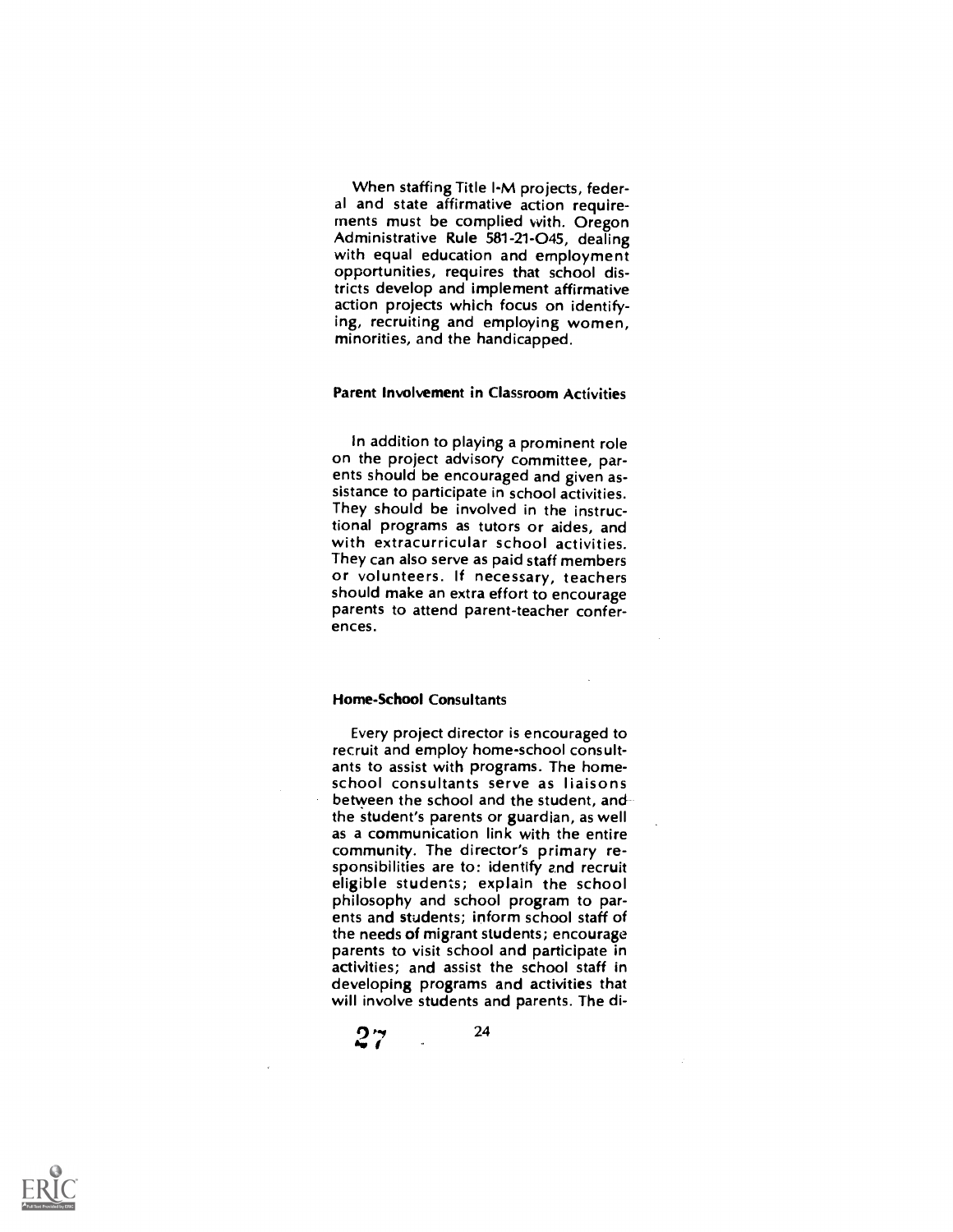When staffing Title I-M projects, federal and state affirmative action requirements must be complied with. Oregon Administrative Rule 581-21-045, dealing with equal education and employment opportunities, requires that school districts develop and implement affirmative action projects which focus on identifying, recruiting and employing women, minorities, and the handicapped.

**Parent Involvement in Classroom Activities**

In addition to playing a prominent role on the project advisory committee, parents should be encouraged and given assistance to participate in school activities. They should be involved in the instructional programs as tutors or aides, and with extracurricular school activities. They can also serve as paid staff members or volunteers. If necessary, teachers should make an extra effort to encourage parents to attend parent-teacher conferences.

**Home-School Consultants**

Every project director is encouraged to recruit and employ home-school consultants to assist with programs. The home-school consultants serve as liaisons between the school and the student, and the student's parents or guardian, as well as a communication link with the entire community. The director's primary responsibilities are to: identify and recruit eligible students; explain the school philosophy and school program to parents and students; inform school staff of the needs of migrant students; encourage parents to visit school and participate in activities; and assist the school staff in developing programs and activities that will involve students and parents. The di-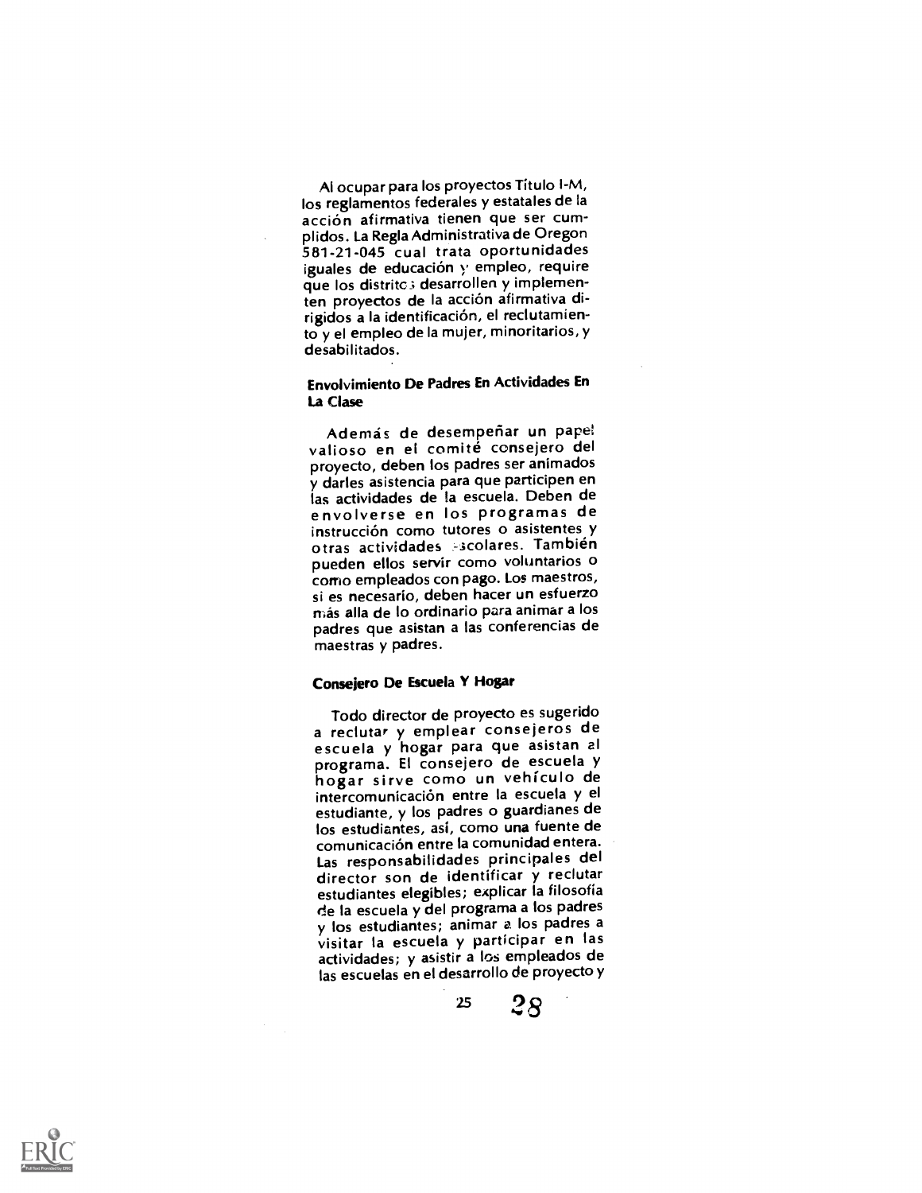Al ocupar para los proyectos Título I-M, los reglamentos federales y estatales de la acción afirmativa tienen que ser cumplidos. La Regla Administrativa de Oregon 581-21-045 cual trata oportunidades iguales de educación y empleo, require que los distritos desarrollen y implementen proyectos de la acción afirmativa dirigidos a la identificación, el reclutamiento y el empleo de la mujer, minoritarios, y desabilitados.

### Envolvimiento De Padres En Actividades En La Clase

Además de desempeñar un papel valioso en el comité consejero del proyecto, deben los padres ser animados y darles asistencia para que participen en las actividades de la escuela. Deben de envolverse en los programas de instrucción como tutores o asistentes y otras actividades escolares. También pueden ellos servir como voluntarios o como empleados con pago. Los maestros, si es necesario, deben hacer un esfuerzo más alla de lo ordinario para animar a los padres que asistan a las conferencias de maestras y padres.

### Consejero De Escuela Y Hogar

Todo director de proyecto es sugerido a reclutar y emplear consejeros de escuela y hogar para que asistan al programa. El consejero de escuela y hogar sirve como un vehículo de intercomunicación entre la escuela y el estudiante, y los padres o guardianes de los estudiantes, así, como una fuente de comunicación entre la comunidad entera. Las responsabilidades principales del director son de identificar y reclutar estudiantes elegibles; explicar la filosofía de la escuela y del programa a los padres y los estudiantes; animar a los padres a visitar la escuela y participar en las actividades; y asistir a los empleados de las escuelas en el desarrollo de proyecto y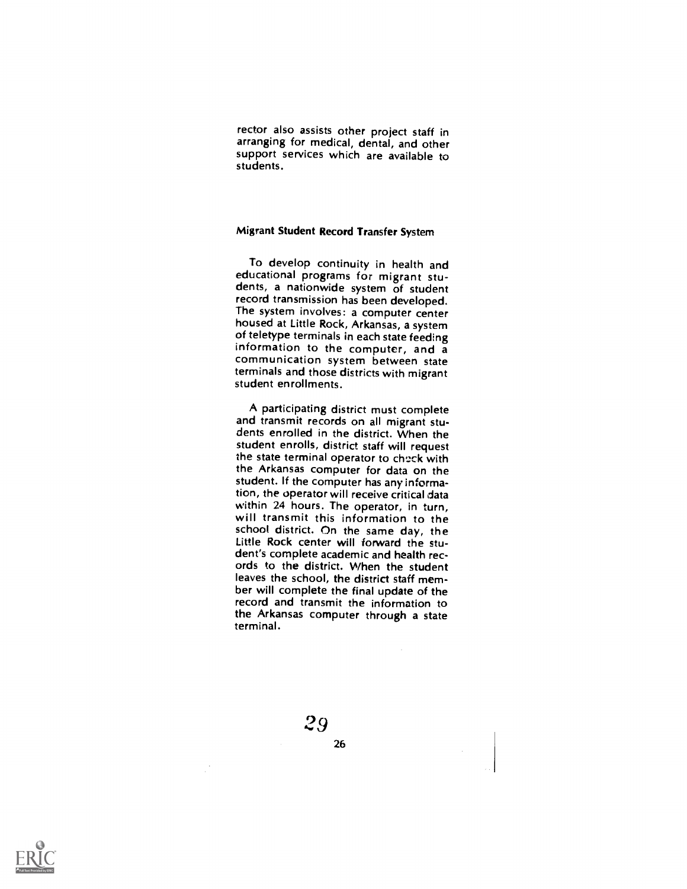rector also assists other project staff in arranging for medical, dental, and other support services which are available to students.

## Migrant Student Record Transfer System

To develop continuity in health and educational programs for migrant students, a nationwide system of student record transmission has been developed. The system involves: a computer center housed at Little Rock, Arkansas, a system of teletype terminals in each state feeding information to the computer, and a communication system between state terminals and those districts with migrant student enrollments.

A participating district must complete and transmit records on all migrant students enrolled in the district. When the student enrolls, district staff will request the state terminal operator to check with the Arkansas computer for data on the student. If the computer has any information, the operator will receive critical data within 24 hours. The operator, in turn, will transmit this information to the school district. On the same day, the Little Rock center will forward the student's complete academic and health records to the district. When the student leaves the school, the district staff member will complete the final update of the record and transmit the information to the Arkansas computer through a state terminal.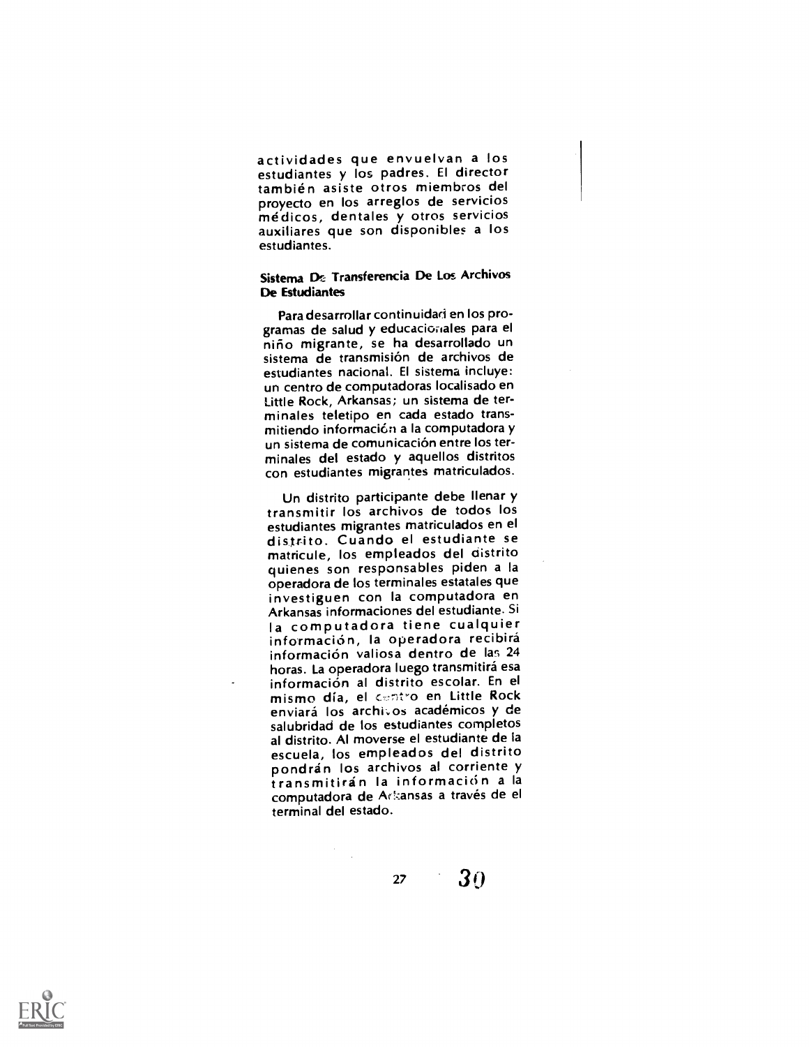actividades que envuelvan a los estudiantes y los padres. El director también asiste otros miembros del proyecto en los arreglos de servicios médicos, dentales y otros servicios auxiliares que son disponibles a los estudiantes.

### Sistema De Transferencia De Los Archivos De Estudiantes

Para desarrollar continuidad en los programas de salud y educacionales para el niño migrante, se ha desarrollado un sistema de transmisión de archivos de estudiantes nacional. El sistema incluye: un centro de computadoras localisado en Little Rock, Arkansas; un sistema de terminales teletipo en cada estado transmitiendo información a la computadora y un sistema de comunicación entre los terminales del estado y aquellos distritos con estudiantes migrantes matriculados.

Un distrito participante debe llenar y transmitir los archivos de todos los estudiantes migrantes matriculados en el distrito. Cuando el estudiante se matricule, los empleados del distrito quienes son responsables piden a la operadora de los terminales estatales que investiguen con la computadora en Arkansas informaciones del estudiante. Si la computadora tiene cualquier información, la operadora recibirá información valiosa dentro de las 24 horas. La operadora luego transmitirá esa información al distrito escolar. En el mismo día, el centro en Little Rock enviará los archivos académicos y de salubridad de los estudiantes completos al distrito. Al moverse el estudiante de la escuela, los empleados del distrito pondrán los archivos al corriente y transmitirán la información a la computadora de Arkansas a través de el terminal del estado.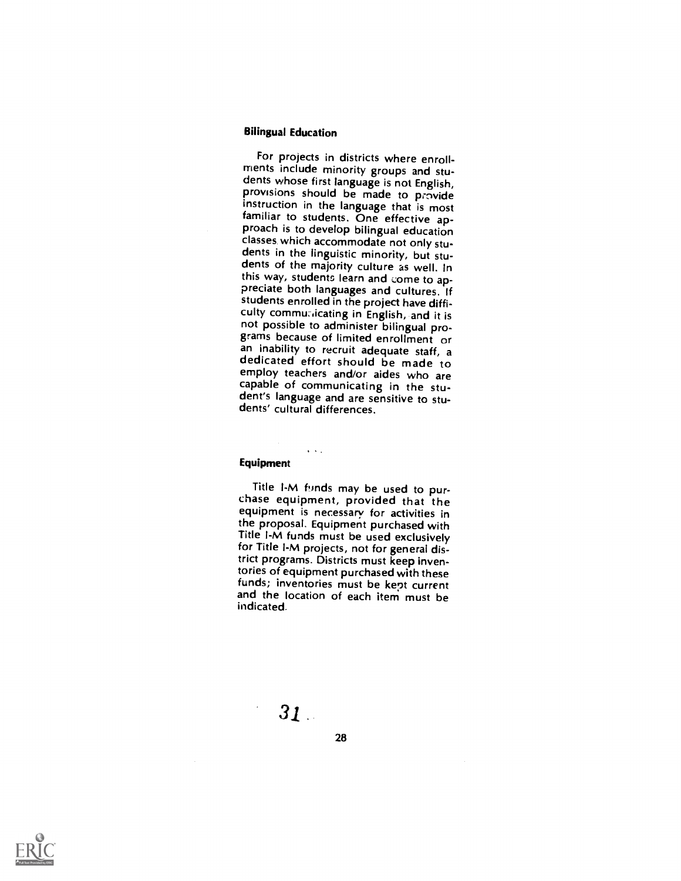## Bilingual Education

For projects in districts where enrollments include minority groups and students whose first language is not English, provisions should be made to provide instruction in the language that is most familiar to students. One effective approach is to develop bilingual education classes which accommodate not only students in the linguistic minority, but students of the majority culture as well. In this way, students learn and come to appreciate both languages and cultures. If students enrolled in the project have difficulty communicating in English, and it is not possible to administer bilingual programs because of limited enrollment or an inability to recruit adequate staff, a dedicated effort should be made to employ teachers and/or aides who are capable of communicating in the student's language and are sensitive to students' cultural differences.

## Equipment

Title I-M funds may be used to purchase equipment, provided that the equipment is necessary for activities in the proposal. Equipment purchased with Title I-M funds must be used exclusively for Title I-M projects, not for general district programs. Districts must keep inventories of equipment purchased with these funds; inventories must be kept current and the location of each item must be indicated.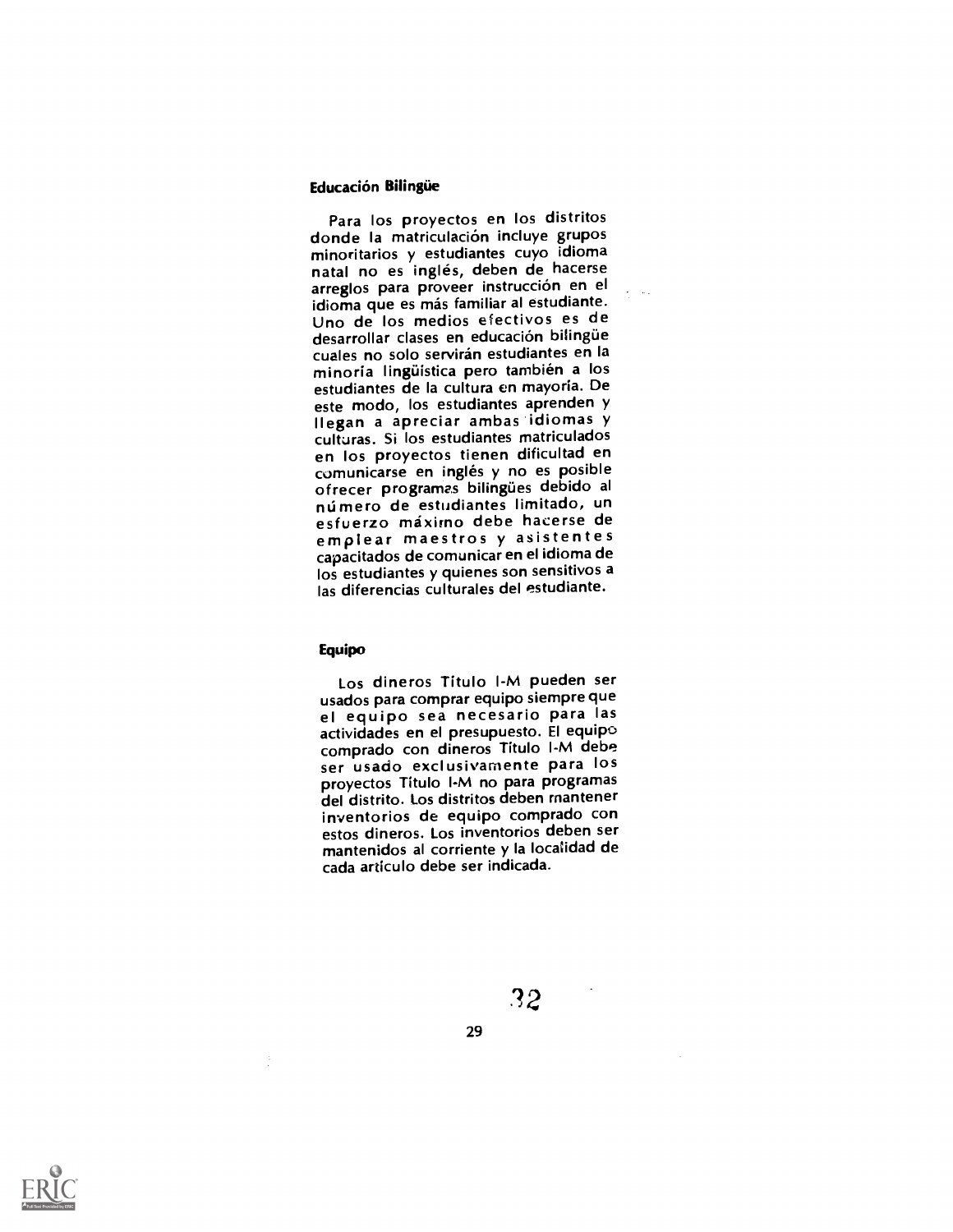### Educación Bilingüe

Para los proyectos en los distritos donde la matriculación incluye grupos minoritarios y estudiantes cuyo idioma natal no es inglés, deben de hacerse arreglos para proveer instrucción en el idioma que es más familiar al estudiante. Uno de los medios efectivos es de desarrollar clases en educación bilingüe cuales no solo servirán estudiantes en la minoría lingüística pero también a los estudiantes de la cultura en mayoría. De este modo, los estudiantes aprenden y llegan a apreciar ambas idiomas y culturas. Si los estudiantes matriculados en los proyectos tienen dificultad en comunicarse en inglés y no es posible ofrecer programas bilingües debido al número de estudiantes limitado, un esfuerzo máximo debe hacerse de emplear maestros y asistentes capacitados de comunicar en el idioma de los estudiantes y quienes son sensitivos a las diferencias culturales del estudiante.

### Equipo

Los dineros Título I-M pueden ser usados para comprar equipo siempre que el equipo sea necesario para las actividades en el presupuesto. El equipo comprado con dineros Título I-M debe ser usado exclusivamente para los proyectos Título I-M no para programas del distrito. Los distritos deben mantener inventorios de equipo comprado con estos dineros. Los inventorios deben ser mantenidos al corriente y la localidad de cada artículo debe ser indicada.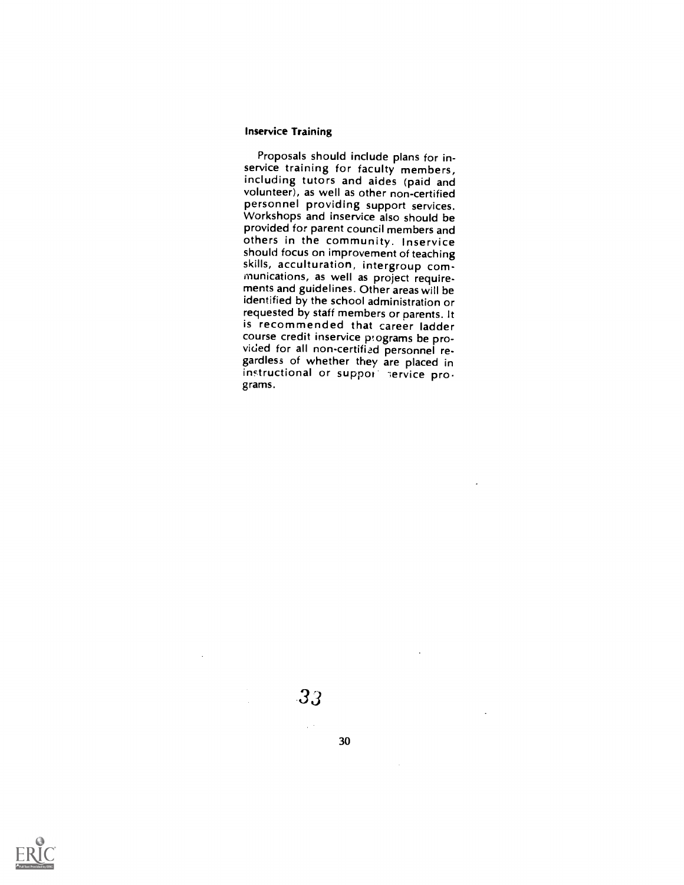### Inservice Training

Proposals should include plans for inservice training for faculty members, including tutors and aides (paid and volunteer), as well as other non-certified personnel providing support services. Workshops and inservice also should be provided for parent council members and others in the community. Inservice should focus on improvement of teaching skills, acculturation, intergroup communications, as well as project requirements and guidelines. Other areas will be identified by the school administration or requested by staff members or parents. It is recommended that career ladder course credit inservice programs be provided for all non-certified personnel regardless of whether they are placed in instructional or support service programs.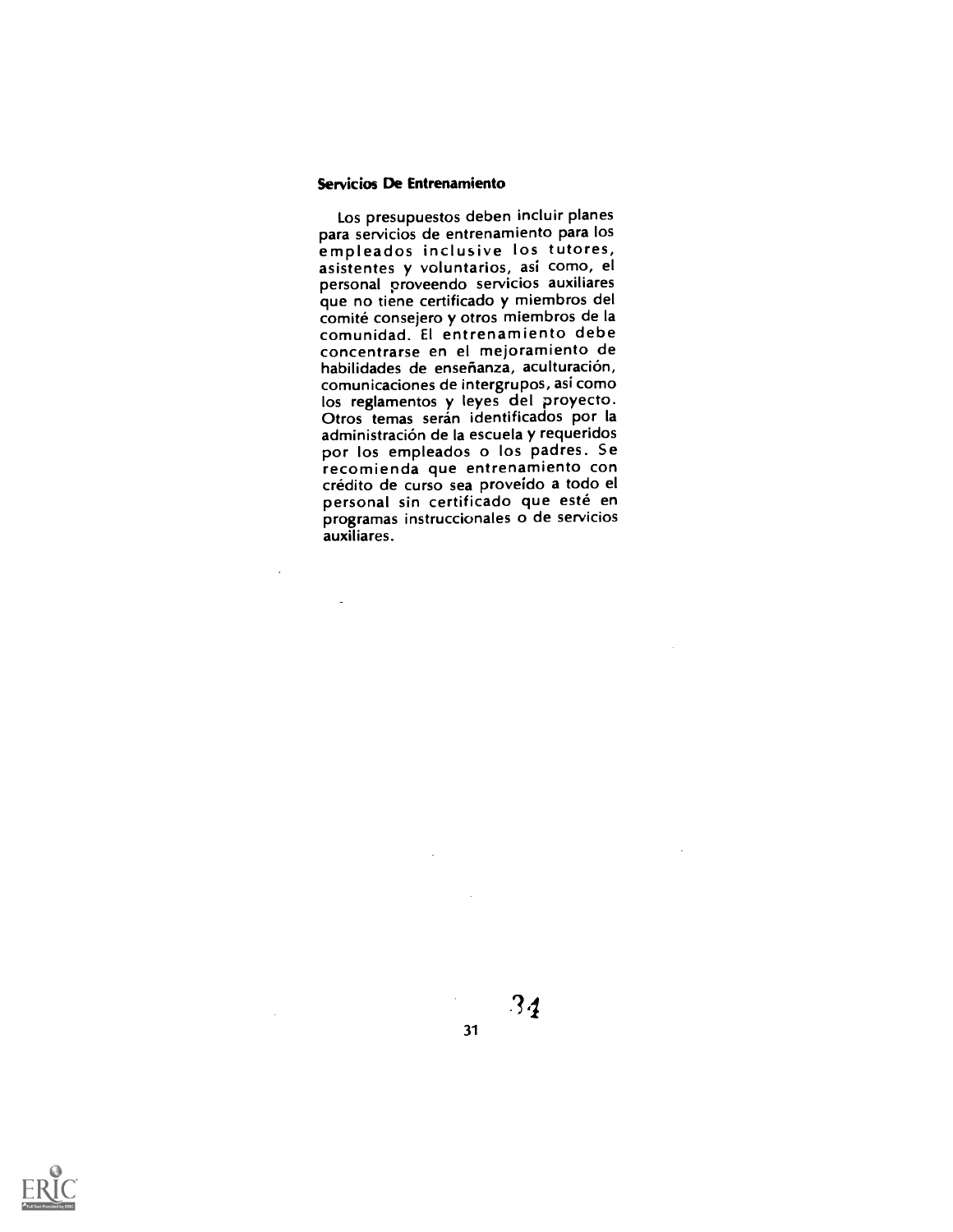**Servicios De Entrenamiento**

Los presupuestos deben incluir planes para servicios de entrenamiento para los empleados inclusive los tutores, asistentes y voluntarios, así como, el personal proveendo servicios auxiliares que no tiene certificado y miembros del comité consejero y otros miembros de la comunidad. El entrenamiento debe concentrarse en el mejoramiento de habilidades de enseñanza, aculturación, comunicaciones de intergrupos, así como los reglamentos y leyes del proyecto. Otros temas serán identificados por la administración de la escuela y requeridos por los empleados o los padres. Se recomienda que entrenamiento con crédito de curso sea proveído a todo el personal sin certificado que esté en programas instruccionales o de servicios auxiliares.